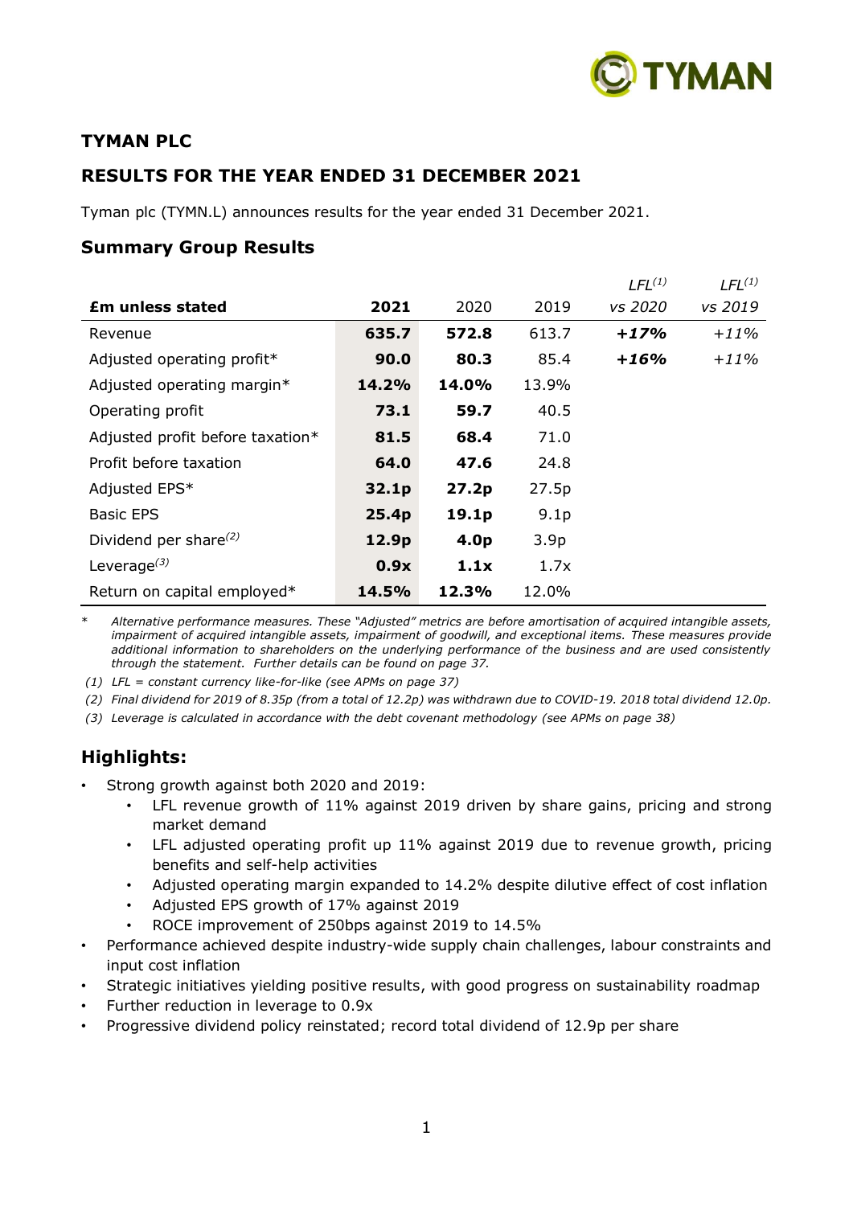# TYMAN PLC

## RESULTS FOR THE YEAR ENDED 31 DECEMBER 2021

Tyman plc (TYMN.L) announces results for the year ended 31 December 2021.

### Summary Group Results

| £m unless stated | 2021 | 2020 | 2019 | *LFL[(1)] vs 2020* | *LFL[(1)] vs 2019* |
|---|---|---|---|---|---|
| Revenue | **635.7** | **572.8** | 613.7 | ***+17%*** | *+11%* |
| Adjusted operating profit* | **90.0** | **80.3** | 85.4 | ***+16%*** | *+11%* |
| Adjusted operating margin* | **14.2%** | **14.0%** | 13.9% | | |
| Operating profit | **73.1** | **59.7** | 40.5 | | |
| Adjusted profit before taxation* | **81.5** | **68.4** | 71.0 | | |
| Profit before taxation | **64.0** | **47.6** | 24.8 | | |
| Adjusted EPS* | **32.1p** | **27.2p** | 27.5p | | |
| Basic EPS | **25.4p** | **19.1p** | 9.1p | | |
| Dividend per share[(2)] | **12.9p** | **4.0p** | 3.9p | | |
| Leverage[(3)] | **0.9x** | **1.1x** | 1.7x | | |
| Return on capital employed* | **14.5%** | **12.3%** | 12.0% | | |

\* *Alternative performance measures. These "Adjusted" metrics are before amortisation of acquired intangible assets, impairment of acquired intangible assets, impairment of goodwill, and exceptional items. These measures provide additional information to shareholders on the underlying performance of the business and are used consistently through the statement. Further details can be found on page 37.*

*(1) LFL = constant currency like-for-like (see APMs on page 37)*

*(2) Final dividend for 2019 of 8.35p (from a total of 12.2p) was withdrawn due to COVID-19. 2018 total dividend 12.0p.*

*(3) Leverage is calculated in accordance with the debt covenant methodology (see APMs on page 38)*

### Highlights:

- Strong growth against both 2020 and 2019:
  - LFL revenue growth of 11% against 2019 driven by share gains, pricing and strong market demand
  - LFL adjusted operating profit up 11% against 2019 due to revenue growth, pricing benefits and self-help activities
  - Adjusted operating margin expanded to 14.2% despite dilutive effect of cost inflation
  - Adjusted EPS growth of 17% against 2019
  - ROCE improvement of 250bps against 2019 to 14.5%
- Performance achieved despite industry-wide supply chain challenges, labour constraints and input cost inflation
- Strategic initiatives yielding positive results, with good progress on sustainability roadmap
- Further reduction in leverage to 0.9x
- Progressive dividend policy reinstated; record total dividend of 12.9p per share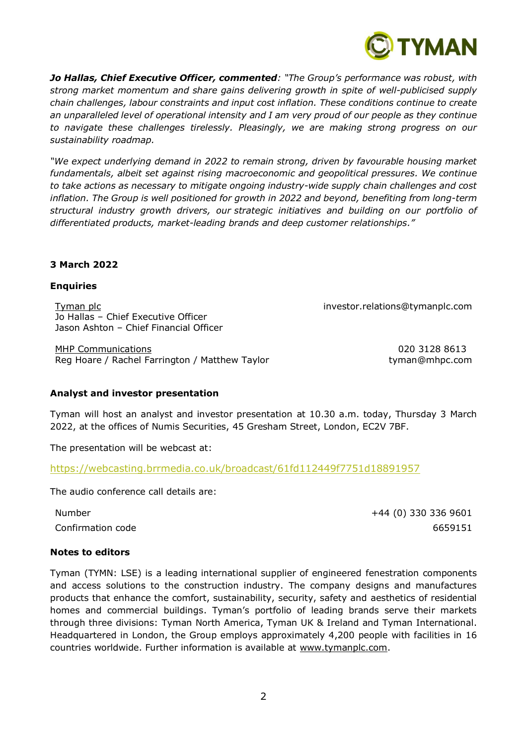***Jo Hallas, Chief Executive Officer, commented**: "The Group's performance was robust, with strong market momentum and share gains delivering growth in spite of well-publicised supply chain challenges, labour constraints and input cost inflation. These conditions continue to create an unparalleled level of operational intensity and I am very proud of our people as they continue to navigate these challenges tirelessly. Pleasingly, we are making strong progress on our sustainability roadmap.*

*"We expect underlying demand in 2022 to remain strong, driven by favourable housing market fundamentals, albeit set against rising macroeconomic and geopolitical pressures. We continue to take actions as necessary to mitigate ongoing industry-wide supply chain challenges and cost inflation. The Group is well positioned for growth in 2022 and beyond, benefiting from long-term structural industry growth drivers, our strategic initiatives and building on our portfolio of differentiated products, market-leading brands and deep customer relationships."*

**3 March 2022**

**Enquiries**

| | |
|---|---|
| Tyman plc<br>Jo Hallas – Chief Executive Officer<br>Jason Ashton – Chief Financial Officer | investor.relations@tymanplc.com |
| MHP Communications<br>Reg Hoare / Rachel Farrington / Matthew Taylor | 020 3128 8613<br>tyman@mhpc.com |

**Analyst and investor presentation**

Tyman will host an analyst and investor presentation at 10.30 a.m. today, Thursday 3 March 2022, at the offices of Numis Securities, 45 Gresham Street, London, EC2V 7BF.

The presentation will be webcast at:

https://webcasting.brrmedia.co.uk/broadcast/61fd112449f7751d18891957

The audio conference call details are:

| | |
|---|---|
| Number | +44 (0) 330 336 9601 |
| Confirmation code | 6659151 |

**Notes to editors**

Tyman (TYMN: LSE) is a leading international supplier of engineered fenestration components and access solutions to the construction industry. The company designs and manufactures products that enhance the comfort, sustainability, security, safety and aesthetics of residential homes and commercial buildings. Tyman's portfolio of leading brands serve their markets through three divisions: Tyman North America, Tyman UK & Ireland and Tyman International. Headquartered in London, the Group employs approximately 4,200 people with facilities in 16 countries worldwide. Further information is available at www.tymanplc.com.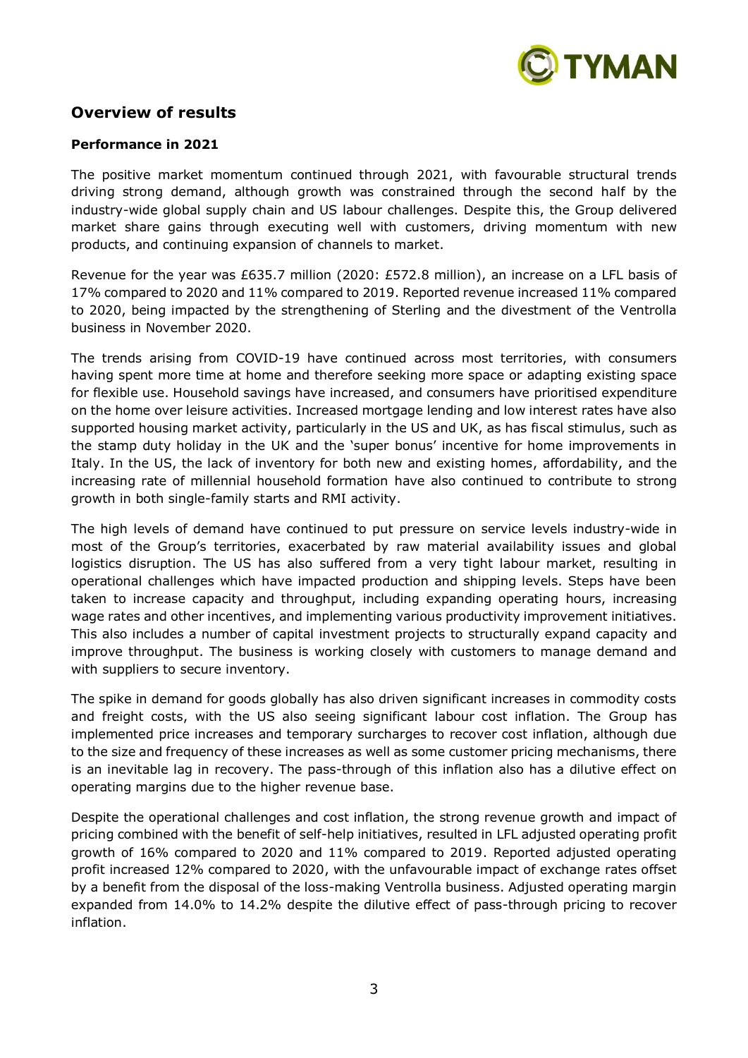## Overview of results

### Performance in 2021

The positive market momentum continued through 2021, with favourable structural trends driving strong demand, although growth was constrained through the second half by the industry-wide global supply chain and US labour challenges. Despite this, the Group delivered market share gains through executing well with customers, driving momentum with new products, and continuing expansion of channels to market.

Revenue for the year was £635.7 million (2020: £572.8 million), an increase on a LFL basis of 17% compared to 2020 and 11% compared to 2019. Reported revenue increased 11% compared to 2020, being impacted by the strengthening of Sterling and the divestment of the Ventrolla business in November 2020.

The trends arising from COVID-19 have continued across most territories, with consumers having spent more time at home and therefore seeking more space or adapting existing space for flexible use. Household savings have increased, and consumers have prioritised expenditure on the home over leisure activities. Increased mortgage lending and low interest rates have also supported housing market activity, particularly in the US and UK, as has fiscal stimulus, such as the stamp duty holiday in the UK and the 'super bonus' incentive for home improvements in Italy. In the US, the lack of inventory for both new and existing homes, affordability, and the increasing rate of millennial household formation have also continued to contribute to strong growth in both single-family starts and RMI activity.

The high levels of demand have continued to put pressure on service levels industry-wide in most of the Group's territories, exacerbated by raw material availability issues and global logistics disruption. The US has also suffered from a very tight labour market, resulting in operational challenges which have impacted production and shipping levels. Steps have been taken to increase capacity and throughput, including expanding operating hours, increasing wage rates and other incentives, and implementing various productivity improvement initiatives. This also includes a number of capital investment projects to structurally expand capacity and improve throughput. The business is working closely with customers to manage demand and with suppliers to secure inventory.

The spike in demand for goods globally has also driven significant increases in commodity costs and freight costs, with the US also seeing significant labour cost inflation. The Group has implemented price increases and temporary surcharges to recover cost inflation, although due to the size and frequency of these increases as well as some customer pricing mechanisms, there is an inevitable lag in recovery. The pass-through of this inflation also has a dilutive effect on operating margins due to the higher revenue base.

Despite the operational challenges and cost inflation, the strong revenue growth and impact of pricing combined with the benefit of self-help initiatives, resulted in LFL adjusted operating profit growth of 16% compared to 2020 and 11% compared to 2019. Reported adjusted operating profit increased 12% compared to 2020, with the unfavourable impact of exchange rates offset by a benefit from the disposal of the loss-making Ventrolla business. Adjusted operating margin expanded from 14.0% to 14.2% despite the dilutive effect of pass-through pricing to recover inflation.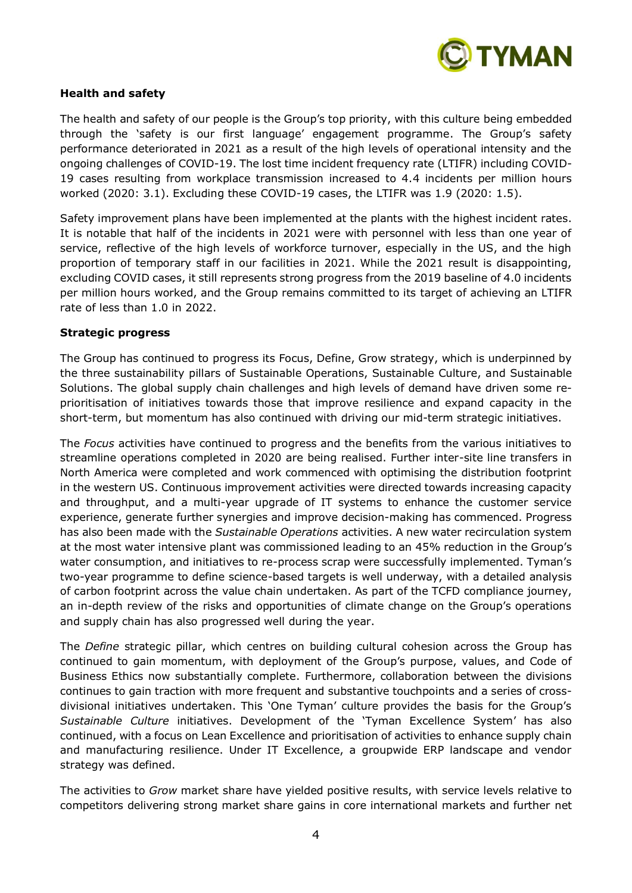**Health and safety**

The health and safety of our people is the Group's top priority, with this culture being embedded through the 'safety is our first language' engagement programme. The Group's safety performance deteriorated in 2021 as a result of the high levels of operational intensity and the ongoing challenges of COVID-19. The lost time incident frequency rate (LTIFR) including COVID-19 cases resulting from workplace transmission increased to 4.4 incidents per million hours worked (2020: 3.1). Excluding these COVID-19 cases, the LTIFR was 1.9 (2020: 1.5).

Safety improvement plans have been implemented at the plants with the highest incident rates. It is notable that half of the incidents in 2021 were with personnel with less than one year of service, reflective of the high levels of workforce turnover, especially in the US, and the high proportion of temporary staff in our facilities in 2021. While the 2021 result is disappointing, excluding COVID cases, it still represents strong progress from the 2019 baseline of 4.0 incidents per million hours worked, and the Group remains committed to its target of achieving an LTIFR rate of less than 1.0 in 2022.

**Strategic progress**

The Group has continued to progress its Focus, Define, Grow strategy, which is underpinned by the three sustainability pillars of Sustainable Operations, Sustainable Culture, and Sustainable Solutions. The global supply chain challenges and high levels of demand have driven some re-prioritisation of initiatives towards those that improve resilience and expand capacity in the short-term, but momentum has also continued with driving our mid-term strategic initiatives.

The *Focus* activities have continued to progress and the benefits from the various initiatives to streamline operations completed in 2020 are being realised. Further inter-site line transfers in North America were completed and work commenced with optimising the distribution footprint in the western US. Continuous improvement activities were directed towards increasing capacity and throughput, and a multi-year upgrade of IT systems to enhance the customer service experience, generate further synergies and improve decision-making has commenced. Progress has also been made with the *Sustainable Operations* activities. A new water recirculation system at the most water intensive plant was commissioned leading to an 45% reduction in the Group's water consumption, and initiatives to re-process scrap were successfully implemented. Tyman's two-year programme to define science-based targets is well underway, with a detailed analysis of carbon footprint across the value chain undertaken. As part of the TCFD compliance journey, an in-depth review of the risks and opportunities of climate change on the Group's operations and supply chain has also progressed well during the year.

The *Define* strategic pillar, which centres on building cultural cohesion across the Group has continued to gain momentum, with deployment of the Group's purpose, values, and Code of Business Ethics now substantially complete. Furthermore, collaboration between the divisions continues to gain traction with more frequent and substantive touchpoints and a series of cross-divisional initiatives undertaken. This 'One Tyman' culture provides the basis for the Group's *Sustainable Culture* initiatives. Development of the 'Tyman Excellence System' has also continued, with a focus on Lean Excellence and prioritisation of activities to enhance supply chain and manufacturing resilience. Under IT Excellence, a groupwide ERP landscape and vendor strategy was defined.

The activities to *Grow* market share have yielded positive results, with service levels relative to competitors delivering strong market share gains in core international markets and further net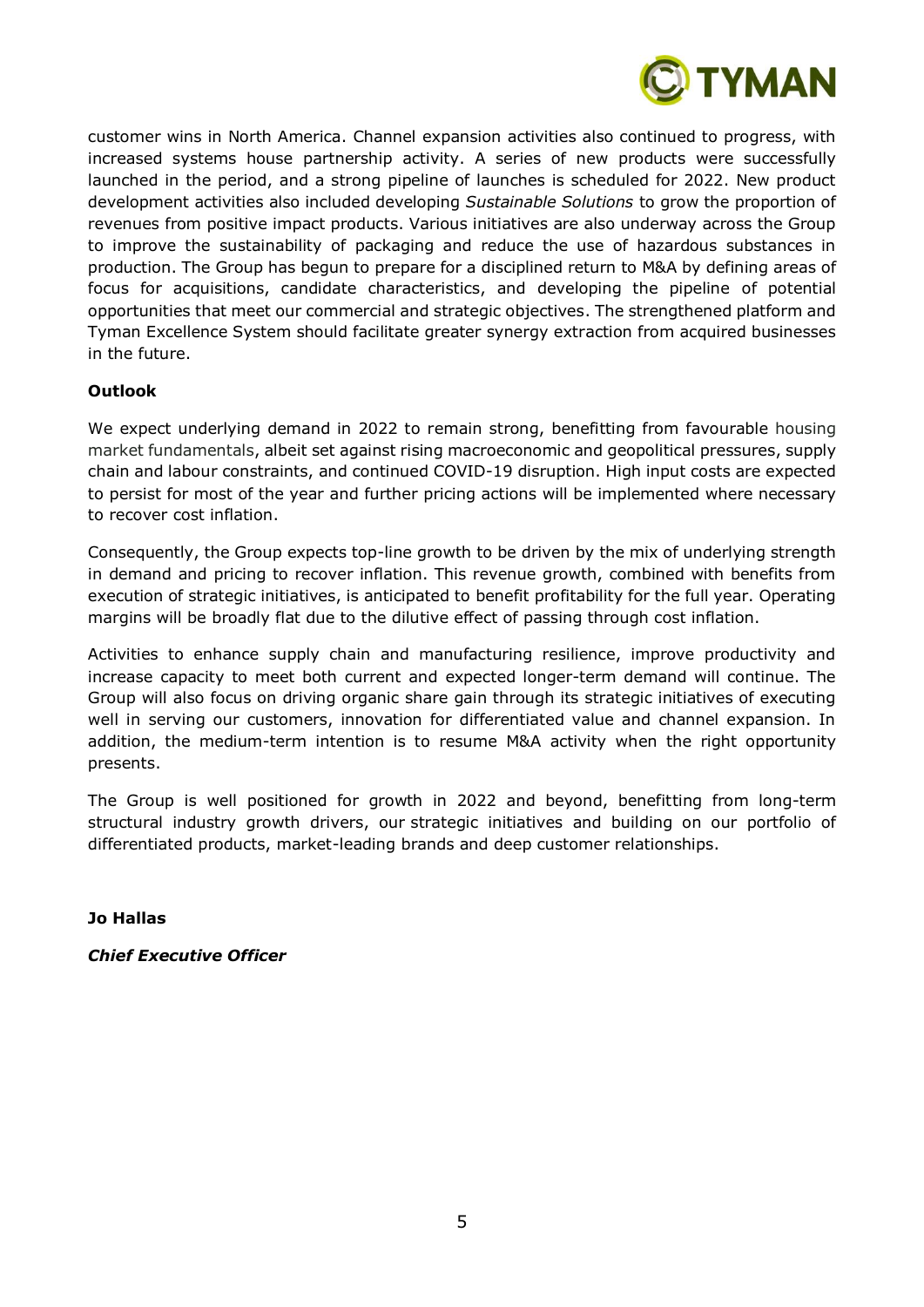customer wins in North America. Channel expansion activities also continued to progress, with increased systems house partnership activity. A series of new products were successfully launched in the period, and a strong pipeline of launches is scheduled for 2022. New product development activities also included developing *Sustainable Solutions* to grow the proportion of revenues from positive impact products. Various initiatives are also underway across the Group to improve the sustainability of packaging and reduce the use of hazardous substances in production. The Group has begun to prepare for a disciplined return to M&A by defining areas of focus for acquisitions, candidate characteristics, and developing the pipeline of potential opportunities that meet our commercial and strategic objectives. The strengthened platform and Tyman Excellence System should facilitate greater synergy extraction from acquired businesses in the future.

**Outlook**

We expect underlying demand in 2022 to remain strong, benefitting from favourable housing market fundamentals, albeit set against rising macroeconomic and geopolitical pressures, supply chain and labour constraints, and continued COVID-19 disruption. High input costs are expected to persist for most of the year and further pricing actions will be implemented where necessary to recover cost inflation.

Consequently, the Group expects top-line growth to be driven by the mix of underlying strength in demand and pricing to recover inflation. This revenue growth, combined with benefits from execution of strategic initiatives, is anticipated to benefit profitability for the full year. Operating margins will be broadly flat due to the dilutive effect of passing through cost inflation.

Activities to enhance supply chain and manufacturing resilience, improve productivity and increase capacity to meet both current and expected longer-term demand will continue. The Group will also focus on driving organic share gain through its strategic initiatives of executing well in serving our customers, innovation for differentiated value and channel expansion. In addition, the medium-term intention is to resume M&A activity when the right opportunity presents.

The Group is well positioned for growth in 2022 and beyond, benefitting from long-term structural industry growth drivers, our strategic initiatives and building on our portfolio of differentiated products, market-leading brands and deep customer relationships.

**Jo Hallas**

***Chief Executive Officer***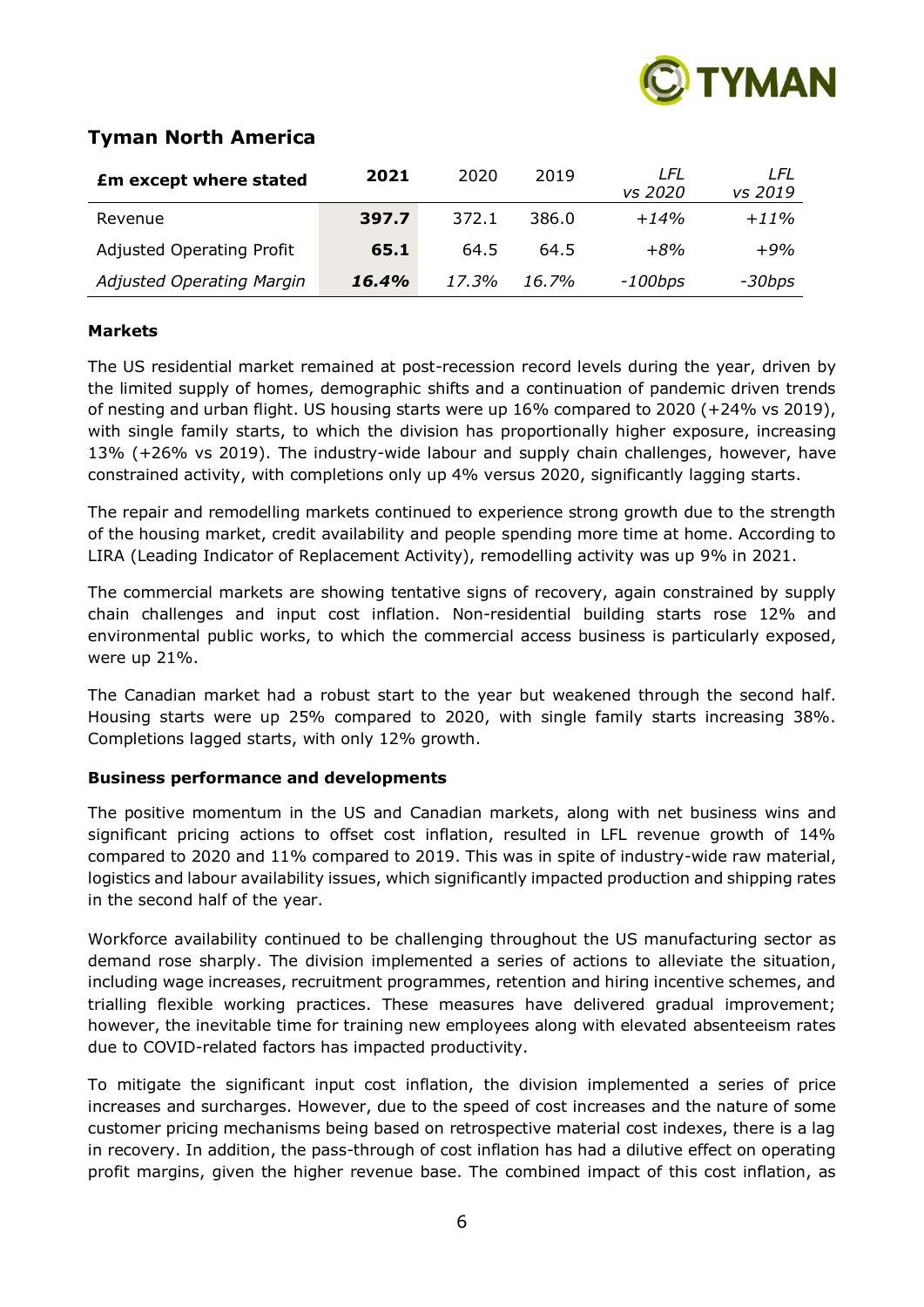## Tyman North America

| £m except where stated | 2021 | 2020 | 2019 | *LFL vs 2020* | *LFL vs 2019* |
|---|---|---|---|---|---|
| Revenue | **397.7** | 372.1 | 386.0 | *+14%* | *+11%* |
| Adjusted Operating Profit | **65.1** | 64.5 | 64.5 | *+8%* | *+9%* |
| *Adjusted Operating Margin* | ***16.4%*** | *17.3%* | *16.7%* | *-100bps* | *-30bps* |

**Markets**

The US residential market remained at post-recession record levels during the year, driven by the limited supply of homes, demographic shifts and a continuation of pandemic driven trends of nesting and urban flight. US housing starts were up 16% compared to 2020 (+24% vs 2019), with single family starts, to which the division has proportionally higher exposure, increasing 13% (+26% vs 2019). The industry-wide labour and supply chain challenges, however, have constrained activity, with completions only up 4% versus 2020, significantly lagging starts.

The repair and remodelling markets continued to experience strong growth due to the strength of the housing market, credit availability and people spending more time at home. According to LIRA (Leading Indicator of Replacement Activity), remodelling activity was up 9% in 2021.

The commercial markets are showing tentative signs of recovery, again constrained by supply chain challenges and input cost inflation. Non-residential building starts rose 12% and environmental public works, to which the commercial access business is particularly exposed, were up 21%.

The Canadian market had a robust start to the year but weakened through the second half. Housing starts were up 25% compared to 2020, with single family starts increasing 38%. Completions lagged starts, with only 12% growth.

**Business performance and developments**

The positive momentum in the US and Canadian markets, along with net business wins and significant pricing actions to offset cost inflation, resulted in LFL revenue growth of 14% compared to 2020 and 11% compared to 2019. This was in spite of industry-wide raw material, logistics and labour availability issues, which significantly impacted production and shipping rates in the second half of the year.

Workforce availability continued to be challenging throughout the US manufacturing sector as demand rose sharply. The division implemented a series of actions to alleviate the situation, including wage increases, recruitment programmes, retention and hiring incentive schemes, and trialling flexible working practices. These measures have delivered gradual improvement; however, the inevitable time for training new employees along with elevated absenteeism rates due to COVID-related factors has impacted productivity.

To mitigate the significant input cost inflation, the division implemented a series of price increases and surcharges. However, due to the speed of cost increases and the nature of some customer pricing mechanisms being based on retrospective material cost indexes, there is a lag in recovery. In addition, the pass-through of cost inflation has had a dilutive effect on operating profit margins, given the higher revenue base. The combined impact of this cost inflation, as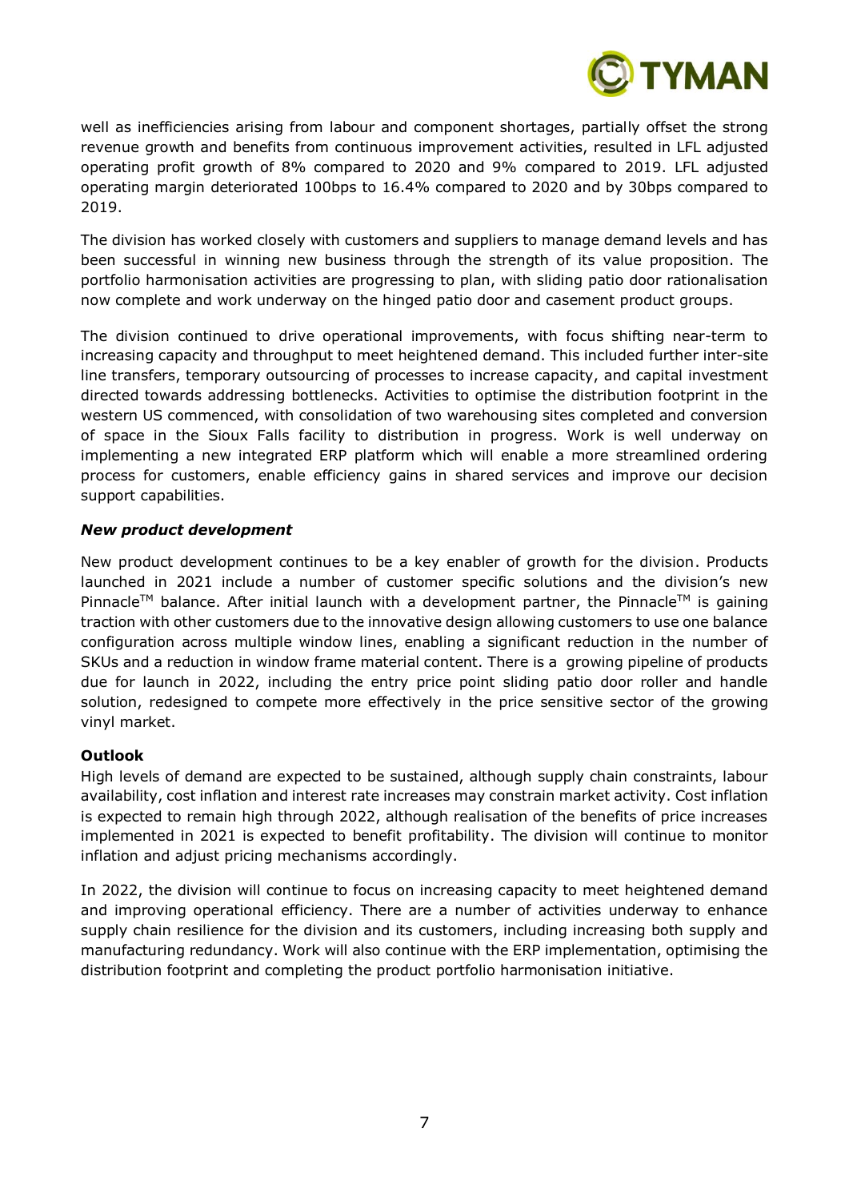well as inefficiencies arising from labour and component shortages, partially offset the strong revenue growth and benefits from continuous improvement activities, resulted in LFL adjusted operating profit growth of 8% compared to 2020 and 9% compared to 2019. LFL adjusted operating margin deteriorated 100bps to 16.4% compared to 2020 and by 30bps compared to 2019.

The division has worked closely with customers and suppliers to manage demand levels and has been successful in winning new business through the strength of its value proposition. The portfolio harmonisation activities are progressing to plan, with sliding patio door rationalisation now complete and work underway on the hinged patio door and casement product groups.

The division continued to drive operational improvements, with focus shifting near-term to increasing capacity and throughput to meet heightened demand. This included further inter-site line transfers, temporary outsourcing of processes to increase capacity, and capital investment directed towards addressing bottlenecks. Activities to optimise the distribution footprint in the western US commenced, with consolidation of two warehousing sites completed and conversion of space in the Sioux Falls facility to distribution in progress. Work is well underway on implementing a new integrated ERP platform which will enable a more streamlined ordering process for customers, enable efficiency gains in shared services and improve our decision support capabilities.

***New product development***

New product development continues to be a key enabler of growth for the division. Products launched in 2021 include a number of customer specific solutions and the division's new Pinnacle™ balance. After initial launch with a development partner, the Pinnacle™ is gaining traction with other customers due to the innovative design allowing customers to use one balance configuration across multiple window lines, enabling a significant reduction in the number of SKUs and a reduction in window frame material content. There is a growing pipeline of products due for launch in 2022, including the entry price point sliding patio door roller and handle solution, redesigned to compete more effectively in the price sensitive sector of the growing vinyl market.

**Outlook**

High levels of demand are expected to be sustained, although supply chain constraints, labour availability, cost inflation and interest rate increases may constrain market activity. Cost inflation is expected to remain high through 2022, although realisation of the benefits of price increases implemented in 2021 is expected to benefit profitability. The division will continue to monitor inflation and adjust pricing mechanisms accordingly.

In 2022, the division will continue to focus on increasing capacity to meet heightened demand and improving operational efficiency. There are a number of activities underway to enhance supply chain resilience for the division and its customers, including increasing both supply and manufacturing redundancy. Work will also continue with the ERP implementation, optimising the distribution footprint and completing the product portfolio harmonisation initiative.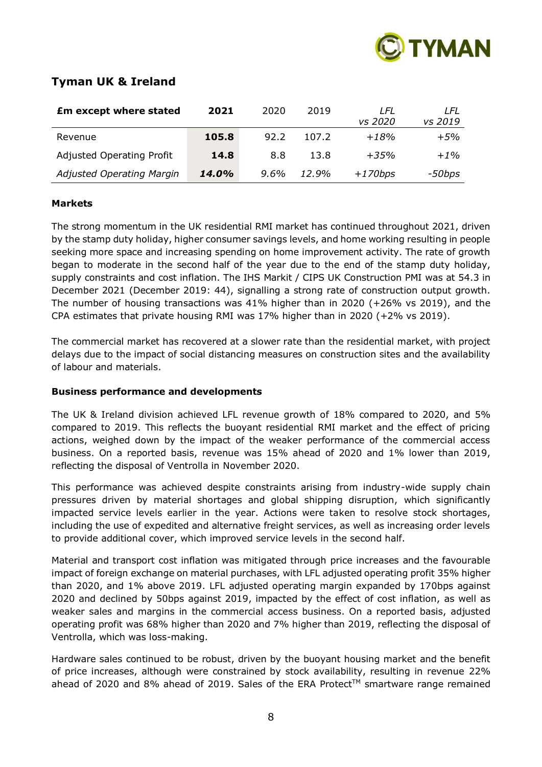## Tyman UK & Ireland

| **£m except where stated** | **2021** | 2020 | 2019 | *LFL vs 2020* | *LFL vs 2019* |
|---|---|---|---|---|---|
| Revenue | **105.8** | 92.2 | 107.2 | *+18%* | *+5%* |
| Adjusted Operating Profit | **14.8** | 8.8 | 13.8 | *+35%* | *+1%* |
| *Adjusted Operating Margin* | ***14.0%*** | *9.6%* | *12.9%* | *+170bps* | *-50bps* |

**Markets**

The strong momentum in the UK residential RMI market has continued throughout 2021, driven by the stamp duty holiday, higher consumer savings levels, and home working resulting in people seeking more space and increasing spending on home improvement activity. The rate of growth began to moderate in the second half of the year due to the end of the stamp duty holiday, supply constraints and cost inflation. The IHS Markit / CIPS UK Construction PMI was at 54.3 in December 2021 (December 2019: 44), signalling a strong rate of construction output growth. The number of housing transactions was 41% higher than in 2020 (+26% vs 2019), and the CPA estimates that private housing RMI was 17% higher than in 2020 (+2% vs 2019).

The commercial market has recovered at a slower rate than the residential market, with project delays due to the impact of social distancing measures on construction sites and the availability of labour and materials.

**Business performance and developments**

The UK & Ireland division achieved LFL revenue growth of 18% compared to 2020, and 5% compared to 2019. This reflects the buoyant residential RMI market and the effect of pricing actions, weighed down by the impact of the weaker performance of the commercial access business. On a reported basis, revenue was 15% ahead of 2020 and 1% lower than 2019, reflecting the disposal of Ventrolla in November 2020.

This performance was achieved despite constraints arising from industry-wide supply chain pressures driven by material shortages and global shipping disruption, which significantly impacted service levels earlier in the year. Actions were taken to resolve stock shortages, including the use of expedited and alternative freight services, as well as increasing order levels to provide additional cover, which improved service levels in the second half.

Material and transport cost inflation was mitigated through price increases and the favourable impact of foreign exchange on material purchases, with LFL adjusted operating profit 35% higher than 2020, and 1% above 2019. LFL adjusted operating margin expanded by 170bps against 2020 and declined by 50bps against 2019, impacted by the effect of cost inflation, as well as weaker sales and margins in the commercial access business. On a reported basis, adjusted operating profit was 68% higher than 2020 and 7% higher than 2019, reflecting the disposal of Ventrolla, which was loss-making.

Hardware sales continued to be robust, driven by the buoyant housing market and the benefit of price increases, although were constrained by stock availability, resulting in revenue 22% ahead of 2020 and 8% ahead of 2019. Sales of the ERA Protect™ smartware range remained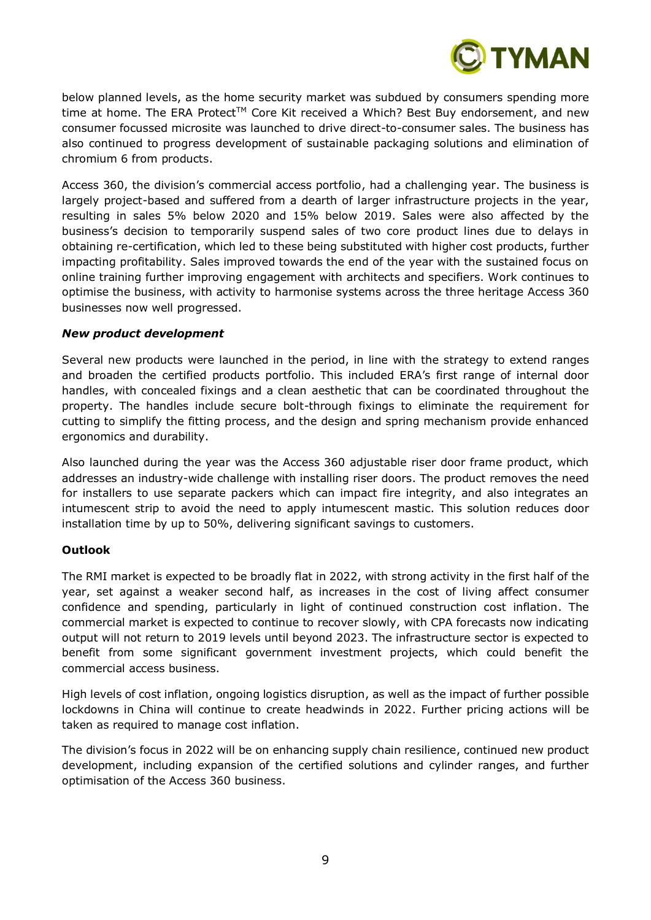below planned levels, as the home security market was subdued by consumers spending more time at home. The ERA Protect™ Core Kit received a Which? Best Buy endorsement, and new consumer focussed microsite was launched to drive direct-to-consumer sales. The business has also continued to progress development of sustainable packaging solutions and elimination of chromium 6 from products.

Access 360, the division's commercial access portfolio, had a challenging year. The business is largely project-based and suffered from a dearth of larger infrastructure projects in the year, resulting in sales 5% below 2020 and 15% below 2019. Sales were also affected by the business's decision to temporarily suspend sales of two core product lines due to delays in obtaining re-certification, which led to these being substituted with higher cost products, further impacting profitability. Sales improved towards the end of the year with the sustained focus on online training further improving engagement with architects and specifiers. Work continues to optimise the business, with activity to harmonise systems across the three heritage Access 360 businesses now well progressed.

***New product development***

Several new products were launched in the period, in line with the strategy to extend ranges and broaden the certified products portfolio. This included ERA's first range of internal door handles, with concealed fixings and a clean aesthetic that can be coordinated throughout the property. The handles include secure bolt-through fixings to eliminate the requirement for cutting to simplify the fitting process, and the design and spring mechanism provide enhanced ergonomics and durability.

Also launched during the year was the Access 360 adjustable riser door frame product, which addresses an industry-wide challenge with installing riser doors. The product removes the need for installers to use separate packers which can impact fire integrity, and also integrates an intumescent strip to avoid the need to apply intumescent mastic. This solution reduces door installation time by up to 50%, delivering significant savings to customers.

**Outlook**

The RMI market is expected to be broadly flat in 2022, with strong activity in the first half of the year, set against a weaker second half, as increases in the cost of living affect consumer confidence and spending, particularly in light of continued construction cost inflation. The commercial market is expected to continue to recover slowly, with CPA forecasts now indicating output will not return to 2019 levels until beyond 2023. The infrastructure sector is expected to benefit from some significant government investment projects, which could benefit the commercial access business.

High levels of cost inflation, ongoing logistics disruption, as well as the impact of further possible lockdowns in China will continue to create headwinds in 2022. Further pricing actions will be taken as required to manage cost inflation.

The division's focus in 2022 will be on enhancing supply chain resilience, continued new product development, including expansion of the certified solutions and cylinder ranges, and further optimisation of the Access 360 business.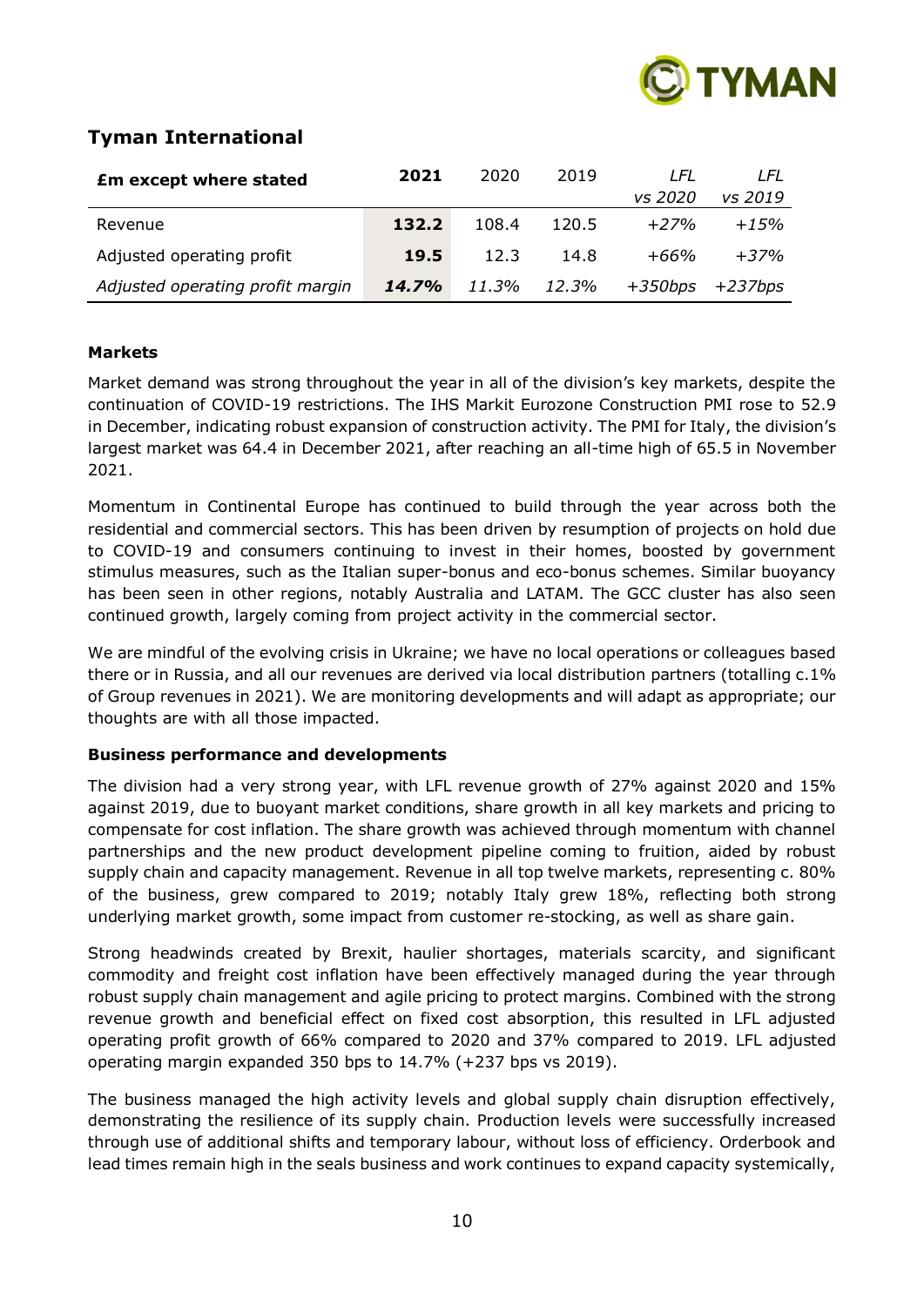## Tyman International

| £m except where stated | **2021** | 2020 | 2019 | *LFL vs 2020* | *LFL vs 2019* |
|---|---|---|---|---|---|
| Revenue | **132.2** | 108.4 | 120.5 | *+27%* | *+15%* |
| Adjusted operating profit | **19.5** | 12.3 | 14.8 | *+66%* | *+37%* |
| *Adjusted operating profit margin* | ***14.7%*** | *11.3%* | *12.3%* | *+350bps* | *+237bps* |

**Markets**

Market demand was strong throughout the year in all of the division's key markets, despite the continuation of COVID-19 restrictions. The IHS Markit Eurozone Construction PMI rose to 52.9 in December, indicating robust expansion of construction activity. The PMI for Italy, the division's largest market was 64.4 in December 2021, after reaching an all-time high of 65.5 in November 2021.

Momentum in Continental Europe has continued to build through the year across both the residential and commercial sectors. This has been driven by resumption of projects on hold due to COVID-19 and consumers continuing to invest in their homes, boosted by government stimulus measures, such as the Italian super-bonus and eco-bonus schemes. Similar buoyancy has been seen in other regions, notably Australia and LATAM. The GCC cluster has also seen continued growth, largely coming from project activity in the commercial sector.

We are mindful of the evolving crisis in Ukraine; we have no local operations or colleagues based there or in Russia, and all our revenues are derived via local distribution partners (totalling c.1% of Group revenues in 2021). We are monitoring developments and will adapt as appropriate; our thoughts are with all those impacted.

**Business performance and developments**

The division had a very strong year, with LFL revenue growth of 27% against 2020 and 15% against 2019, due to buoyant market conditions, share growth in all key markets and pricing to compensate for cost inflation. The share growth was achieved through momentum with channel partnerships and the new product development pipeline coming to fruition, aided by robust supply chain and capacity management. Revenue in all top twelve markets, representing c. 80% of the business, grew compared to 2019; notably Italy grew 18%, reflecting both strong underlying market growth, some impact from customer re-stocking, as well as share gain.

Strong headwinds created by Brexit, haulier shortages, materials scarcity, and significant commodity and freight cost inflation have been effectively managed during the year through robust supply chain management and agile pricing to protect margins. Combined with the strong revenue growth and beneficial effect on fixed cost absorption, this resulted in LFL adjusted operating profit growth of 66% compared to 2020 and 37% compared to 2019. LFL adjusted operating margin expanded 350 bps to 14.7% (+237 bps vs 2019).

The business managed the high activity levels and global supply chain disruption effectively, demonstrating the resilience of its supply chain. Production levels were successfully increased through use of additional shifts and temporary labour, without loss of efficiency. Orderbook and lead times remain high in the seals business and work continues to expand capacity systemically,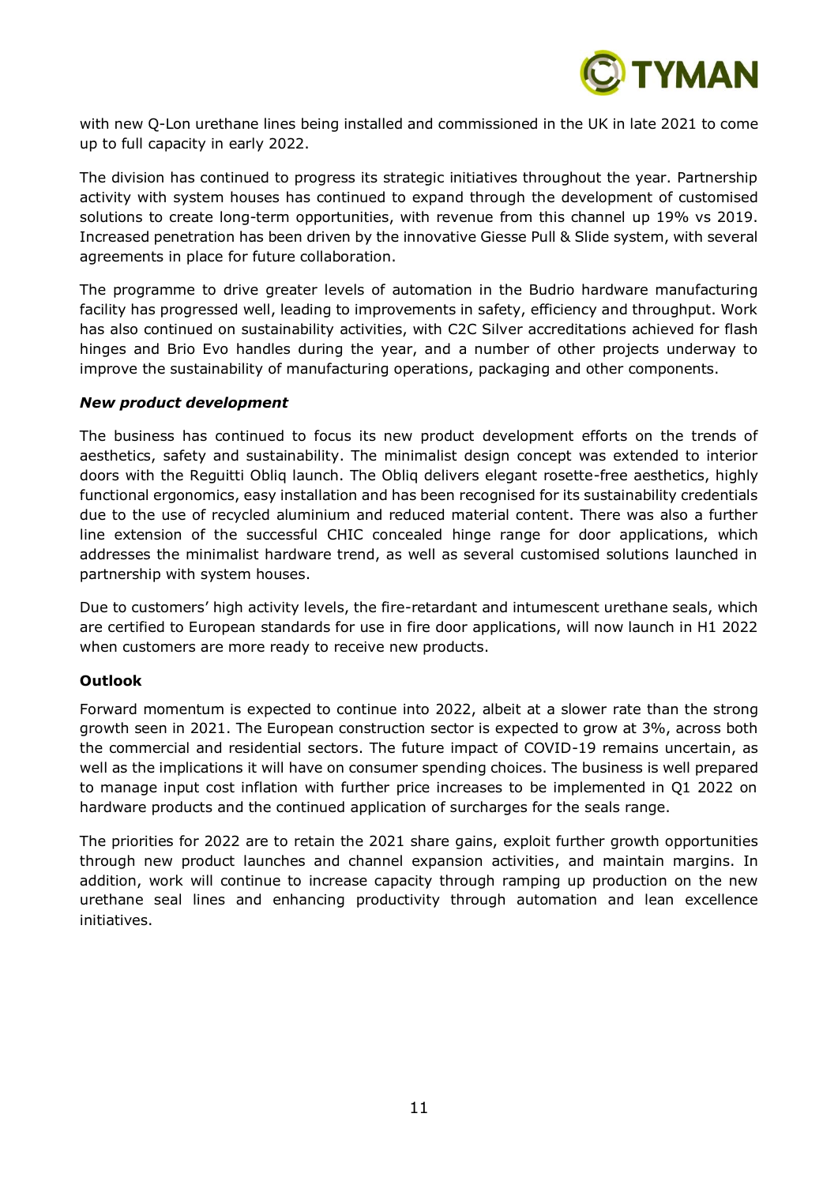with new Q-Lon urethane lines being installed and commissioned in the UK in late 2021 to come up to full capacity in early 2022.

The division has continued to progress its strategic initiatives throughout the year. Partnership activity with system houses has continued to expand through the development of customised solutions to create long-term opportunities, with revenue from this channel up 19% vs 2019. Increased penetration has been driven by the innovative Giesse Pull & Slide system, with several agreements in place for future collaboration.

The programme to drive greater levels of automation in the Budrio hardware manufacturing facility has progressed well, leading to improvements in safety, efficiency and throughput. Work has also continued on sustainability activities, with C2C Silver accreditations achieved for flash hinges and Brio Evo handles during the year, and a number of other projects underway to improve the sustainability of manufacturing operations, packaging and other components.

***New product development***

The business has continued to focus its new product development efforts on the trends of aesthetics, safety and sustainability. The minimalist design concept was extended to interior doors with the Reguitti Obliq launch. The Obliq delivers elegant rosette-free aesthetics, highly functional ergonomics, easy installation and has been recognised for its sustainability credentials due to the use of recycled aluminium and reduced material content. There was also a further line extension of the successful CHIC concealed hinge range for door applications, which addresses the minimalist hardware trend, as well as several customised solutions launched in partnership with system houses.

Due to customers' high activity levels, the fire-retardant and intumescent urethane seals, which are certified to European standards for use in fire door applications, will now launch in H1 2022 when customers are more ready to receive new products.

**Outlook**

Forward momentum is expected to continue into 2022, albeit at a slower rate than the strong growth seen in 2021. The European construction sector is expected to grow at 3%, across both the commercial and residential sectors. The future impact of COVID-19 remains uncertain, as well as the implications it will have on consumer spending choices. The business is well prepared to manage input cost inflation with further price increases to be implemented in Q1 2022 on hardware products and the continued application of surcharges for the seals range.

The priorities for 2022 are to retain the 2021 share gains, exploit further growth opportunities through new product launches and channel expansion activities, and maintain margins. In addition, work will continue to increase capacity through ramping up production on the new urethane seal lines and enhancing productivity through automation and lean excellence initiatives.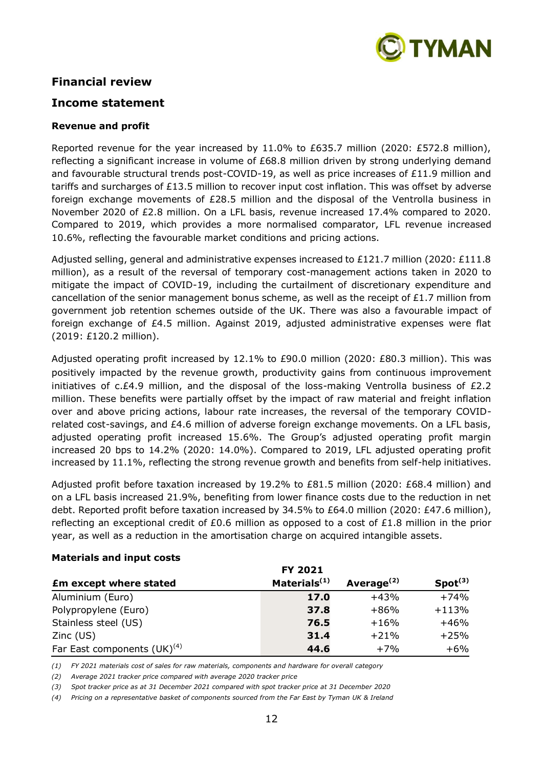## Financial review

## Income statement

### Revenue and profit

Reported revenue for the year increased by 11.0% to £635.7 million (2020: £572.8 million), reflecting a significant increase in volume of £68.8 million driven by strong underlying demand and favourable structural trends post-COVID-19, as well as price increases of £11.9 million and tariffs and surcharges of £13.5 million to recover input cost inflation. This was offset by adverse foreign exchange movements of £28.5 million and the disposal of the Ventrolla business in November 2020 of £2.8 million. On a LFL basis, revenue increased 17.4% compared to 2020. Compared to 2019, which provides a more normalised comparator, LFL revenue increased 10.6%, reflecting the favourable market conditions and pricing actions.

Adjusted selling, general and administrative expenses increased to £121.7 million (2020: £111.8 million), as a result of the reversal of temporary cost-management actions taken in 2020 to mitigate the impact of COVID-19, including the curtailment of discretionary expenditure and cancellation of the senior management bonus scheme, as well as the receipt of £1.7 million from government job retention schemes outside of the UK. There was also a favourable impact of foreign exchange of £4.5 million. Against 2019, adjusted administrative expenses were flat (2019: £120.2 million).

Adjusted operating profit increased by 12.1% to £90.0 million (2020: £80.3 million). This was positively impacted by the revenue growth, productivity gains from continuous improvement initiatives of c.£4.9 million, and the disposal of the loss-making Ventrolla business of £2.2 million. These benefits were partially offset by the impact of raw material and freight inflation over and above pricing actions, labour rate increases, the reversal of the temporary COVID-related cost-savings, and £4.6 million of adverse foreign exchange movements. On a LFL basis, adjusted operating profit increased 15.6%. The Group's adjusted operating profit margin increased 20 bps to 14.2% (2020: 14.0%). Compared to 2019, LFL adjusted operating profit increased by 11.1%, reflecting the strong revenue growth and benefits from self-help initiatives.

Adjusted profit before taxation increased by 19.2% to £81.5 million (2020: £68.4 million) and on a LFL basis increased 21.9%, benefiting from lower finance costs due to the reduction in net debt. Reported profit before taxation increased by 34.5% to £64.0 million (2020: £47.6 million), reflecting an exceptional credit of £0.6 million as opposed to a cost of £1.8 million in the prior year, as well as a reduction in the amortisation charge on acquired intangible assets.

### Materials and input costs

| £m except where stated | FY 2021 Materials(1) | Average(2) | Spot(3) |
|---|---|---|---|
| Aluminium (Euro) | **17.0** | +43% | +74% |
| Polypropylene (Euro) | **37.8** | +86% | +113% |
| Stainless steel (US) | **76.5** | +16% | +46% |
| Zinc (US) | **31.4** | +21% | +25% |
| Far East components (UK)(4) | **44.6** | +7% | +6% |

*(1) FY 2021 materials cost of sales for raw materials, components and hardware for overall category*

*(2) Average 2021 tracker price compared with average 2020 tracker price*

*(3) Spot tracker price as at 31 December 2021 compared with spot tracker price at 31 December 2020*

*(4) Pricing on a representative basket of components sourced from the Far East by Tyman UK & Ireland*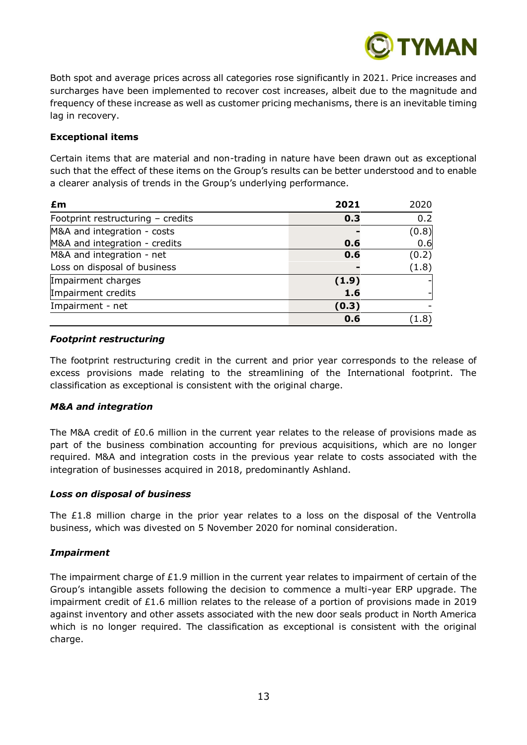Both spot and average prices across all categories rose significantly in 2021. Price increases and surcharges have been implemented to recover cost increases, albeit due to the magnitude and frequency of these increase as well as customer pricing mechanisms, there is an inevitable timing lag in recovery.

**Exceptional items**

Certain items that are material and non-trading in nature have been drawn out as exceptional such that the effect of these items on the Group's results can be better understood and to enable a clearer analysis of trends in the Group's underlying performance.

| £m | 2021 | 2020 |
|---|---|---|
| Footprint restructuring – credits | **0.3** | 0.2 |
| M&A and integration - costs | **-** | (0.8) |
| M&A and integration - credits | **0.6** | 0.6 |
| M&A and integration - net | **0.6** | (0.2) |
| Loss on disposal of business | **-** | (1.8) |
| Impairment charges | **(1.9)** | - |
| Impairment credits | **1.6** | - |
| Impairment - net | **(0.3)** | - |
| | **0.6** | (1.8) |

***Footprint restructuring***

The footprint restructuring credit in the current and prior year corresponds to the release of excess provisions made relating to the streamlining of the International footprint. The classification as exceptional is consistent with the original charge.

***M&A and integration***

The M&A credit of £0.6 million in the current year relates to the release of provisions made as part of the business combination accounting for previous acquisitions, which are no longer required. M&A and integration costs in the previous year relate to costs associated with the integration of businesses acquired in 2018, predominantly Ashland.

***Loss on disposal of business***

The £1.8 million charge in the prior year relates to a loss on the disposal of the Ventrolla business, which was divested on 5 November 2020 for nominal consideration.

***Impairment***

The impairment charge of £1.9 million in the current year relates to impairment of certain of the Group's intangible assets following the decision to commence a multi-year ERP upgrade. The impairment credit of £1.6 million relates to the release of a portion of provisions made in 2019 against inventory and other assets associated with the new door seals product in North America which is no longer required. The classification as exceptional is consistent with the original charge.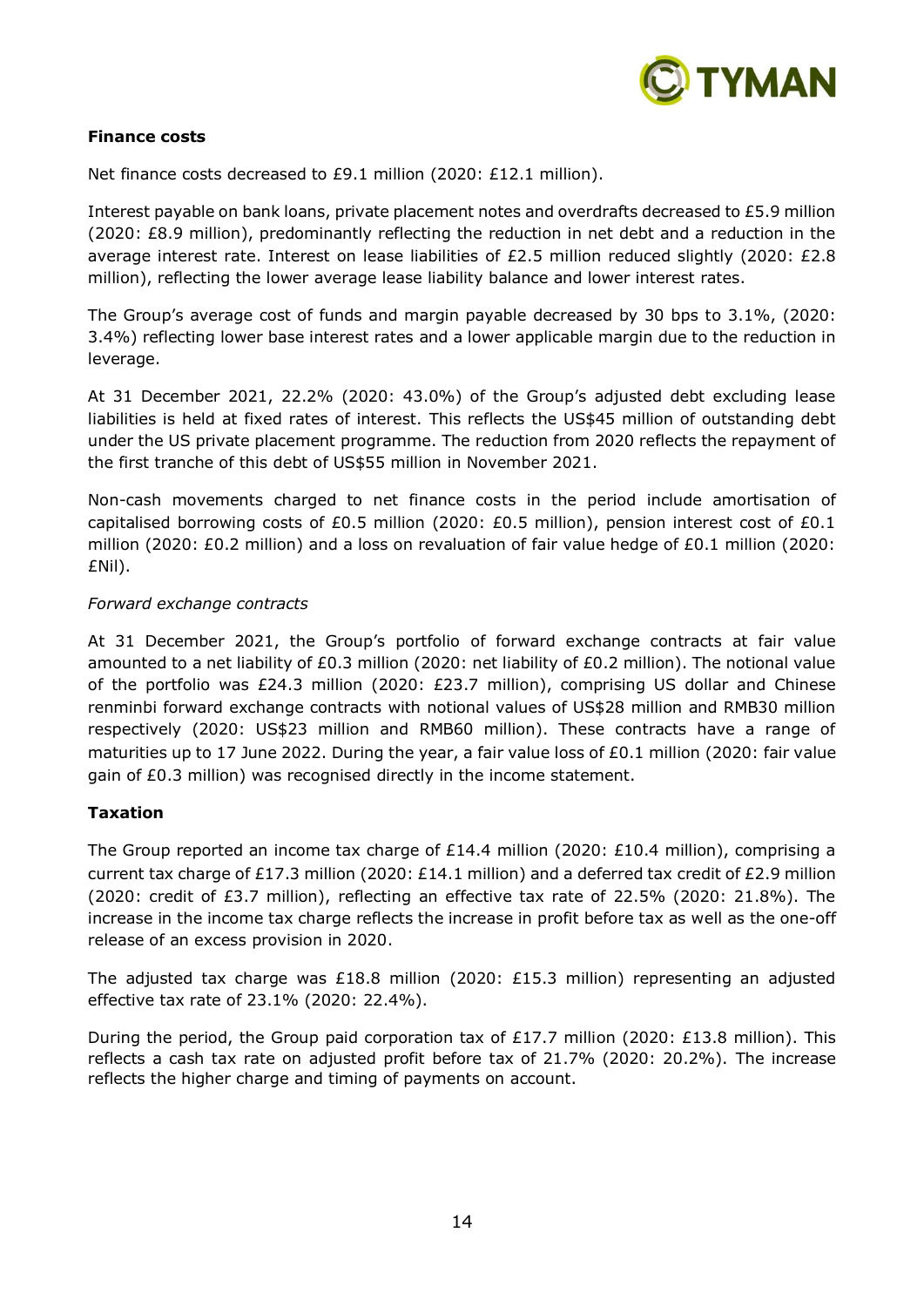**Finance costs**

Net finance costs decreased to £9.1 million (2020: £12.1 million).

Interest payable on bank loans, private placement notes and overdrafts decreased to £5.9 million (2020: £8.9 million), predominantly reflecting the reduction in net debt and a reduction in the average interest rate. Interest on lease liabilities of £2.5 million reduced slightly (2020: £2.8 million), reflecting the lower average lease liability balance and lower interest rates.

The Group's average cost of funds and margin payable decreased by 30 bps to 3.1%, (2020: 3.4%) reflecting lower base interest rates and a lower applicable margin due to the reduction in leverage.

At 31 December 2021, 22.2% (2020: 43.0%) of the Group's adjusted debt excluding lease liabilities is held at fixed rates of interest. This reflects the US$45 million of outstanding debt under the US private placement programme. The reduction from 2020 reflects the repayment of the first tranche of this debt of US$55 million in November 2021.

Non-cash movements charged to net finance costs in the period include amortisation of capitalised borrowing costs of £0.5 million (2020: £0.5 million), pension interest cost of £0.1 million (2020: £0.2 million) and a loss on revaluation of fair value hedge of £0.1 million (2020: £Nil).

*Forward exchange contracts*

At 31 December 2021, the Group's portfolio of forward exchange contracts at fair value amounted to a net liability of £0.3 million (2020: net liability of £0.2 million). The notional value of the portfolio was £24.3 million (2020: £23.7 million), comprising US dollar and Chinese renminbi forward exchange contracts with notional values of US$28 million and RMB30 million respectively (2020: US$23 million and RMB60 million). These contracts have a range of maturities up to 17 June 2022. During the year, a fair value loss of £0.1 million (2020: fair value gain of £0.3 million) was recognised directly in the income statement.

**Taxation**

The Group reported an income tax charge of £14.4 million (2020: £10.4 million), comprising a current tax charge of £17.3 million (2020: £14.1 million) and a deferred tax credit of £2.9 million (2020: credit of £3.7 million), reflecting an effective tax rate of 22.5% (2020: 21.8%). The increase in the income tax charge reflects the increase in profit before tax as well as the one-off release of an excess provision in 2020.

The adjusted tax charge was £18.8 million (2020: £15.3 million) representing an adjusted effective tax rate of 23.1% (2020: 22.4%).

During the period, the Group paid corporation tax of £17.7 million (2020: £13.8 million). This reflects a cash tax rate on adjusted profit before tax of 21.7% (2020: 20.2%). The increase reflects the higher charge and timing of payments on account.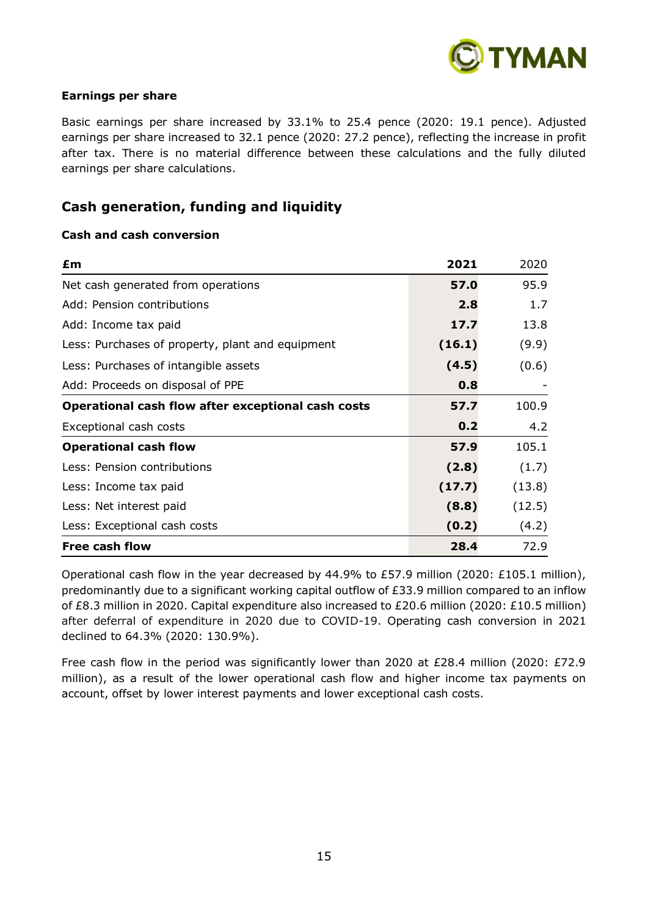#### Earnings per share

Basic earnings per share increased by 33.1% to 25.4 pence (2020: 19.1 pence). Adjusted earnings per share increased to 32.1 pence (2020: 27.2 pence), reflecting the increase in profit after tax. There is no material difference between these calculations and the fully diluted earnings per share calculations.

## Cash generation, funding and liquidity

#### Cash and cash conversion

| £m | 2021 | 2020 |
|---|---|---|
| Net cash generated from operations | **57.0** | 95.9 |
| Add: Pension contributions | **2.8** | 1.7 |
| Add: Income tax paid | **17.7** | 13.8 |
| Less: Purchases of property, plant and equipment | **(16.1)** | (9.9) |
| Less: Purchases of intangible assets | **(4.5)** | (0.6) |
| Add: Proceeds on disposal of PPE | **0.8** | - |
| **Operational cash flow after exceptional cash costs** | **57.7** | 100.9 |
| Exceptional cash costs | **0.2** | 4.2 |
| **Operational cash flow** | **57.9** | 105.1 |
| Less: Pension contributions | **(2.8)** | (1.7) |
| Less: Income tax paid | **(17.7)** | (13.8) |
| Less: Net interest paid | **(8.8)** | (12.5) |
| Less: Exceptional cash costs | **(0.2)** | (4.2) |
| **Free cash flow** | **28.4** | 72.9 |

Operational cash flow in the year decreased by 44.9% to £57.9 million (2020: £105.1 million), predominantly due to a significant working capital outflow of £33.9 million compared to an inflow of £8.3 million in 2020. Capital expenditure also increased to £20.6 million (2020: £10.5 million) after deferral of expenditure in 2020 due to COVID-19. Operating cash conversion in 2021 declined to 64.3% (2020: 130.9%).

Free cash flow in the period was significantly lower than 2020 at £28.4 million (2020: £72.9 million), as a result of the lower operational cash flow and higher income tax payments on account, offset by lower interest payments and lower exceptional cash costs.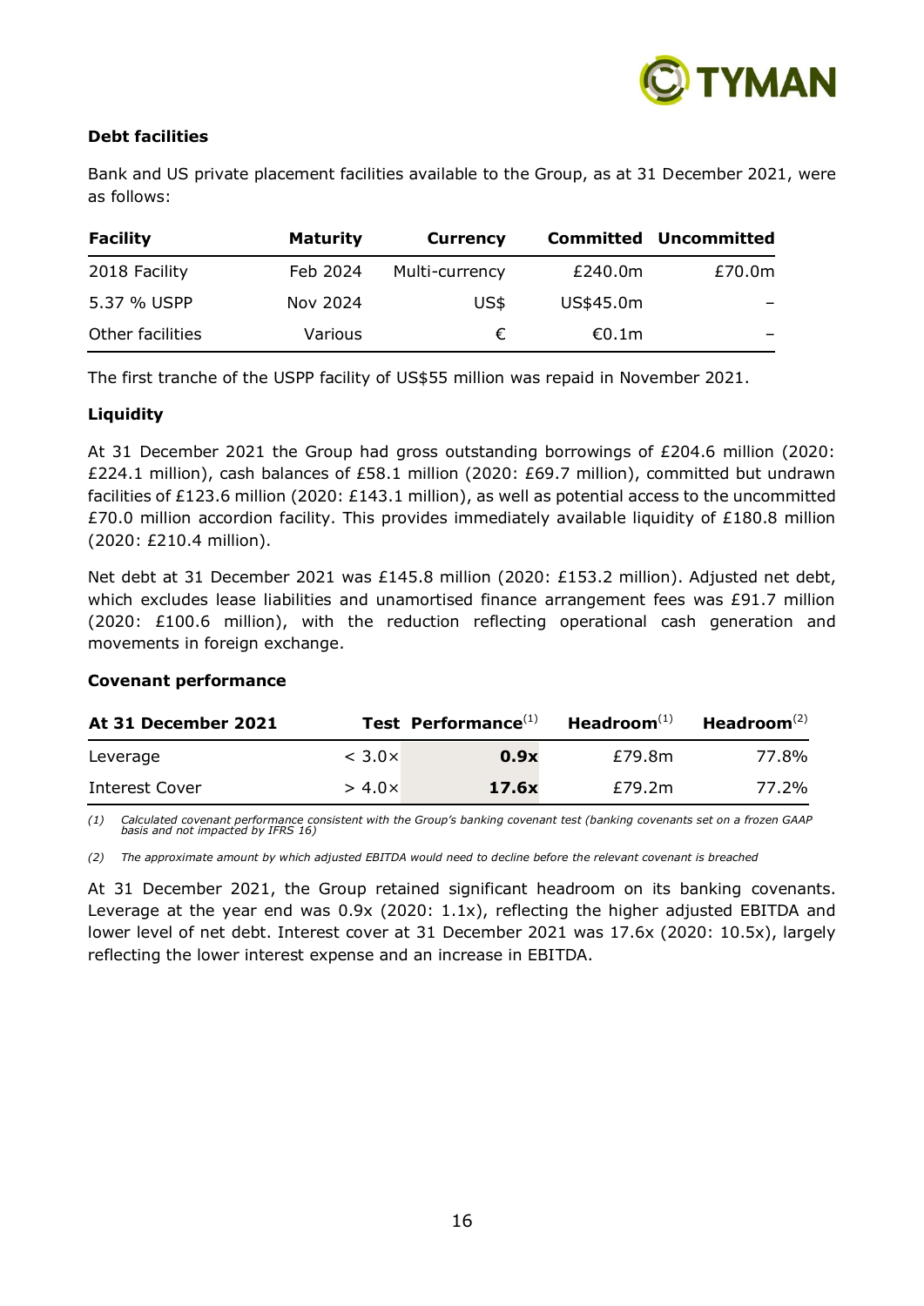**Debt facilities**

Bank and US private placement facilities available to the Group, as at 31 December 2021, were as follows:

| Facility | Maturity | Currency | Committed | Uncommitted |
|---|---|---|---|---|
| 2018 Facility | Feb 2024 | Multi-currency | £240.0m | £70.0m |
| 5.37 % USPP | Nov 2024 | US$ | US$45.0m | – |
| Other facilities | Various | € | €0.1m | – |

The first tranche of the USPP facility of US$55 million was repaid in November 2021.

**Liquidity**

At 31 December 2021 the Group had gross outstanding borrowings of £204.6 million (2020: £224.1 million), cash balances of £58.1 million (2020: £69.7 million), committed but undrawn facilities of £123.6 million (2020: £143.1 million), as well as potential access to the uncommitted £70.0 million accordion facility. This provides immediately available liquidity of £180.8 million (2020: £210.4 million).

Net debt at 31 December 2021 was £145.8 million (2020: £153.2 million). Adjusted net debt, which excludes lease liabilities and unamortised finance arrangement fees was £91.7 million (2020: £100.6 million), with the reduction reflecting operational cash generation and movements in foreign exchange.

**Covenant performance**

| At 31 December 2021 | Test | Performance[1] | Headroom[1] | Headroom[2] |
|---|---|---|---|---|
| Leverage | < 3.0× | **0.9x** | £79.8m | 77.8% |
| Interest Cover | > 4.0× | **17.6x** | £79.2m | 77.2% |

*(1) Calculated covenant performance consistent with the Group's banking covenant test (banking covenants set on a frozen GAAP basis and not impacted by IFRS 16)*

*(2) The approximate amount by which adjusted EBITDA would need to decline before the relevant covenant is breached*

At 31 December 2021, the Group retained significant headroom on its banking covenants. Leverage at the year end was 0.9x (2020: 1.1x), reflecting the higher adjusted EBITDA and lower level of net debt. Interest cover at 31 December 2021 was 17.6x (2020: 10.5x), largely reflecting the lower interest expense and an increase in EBITDA.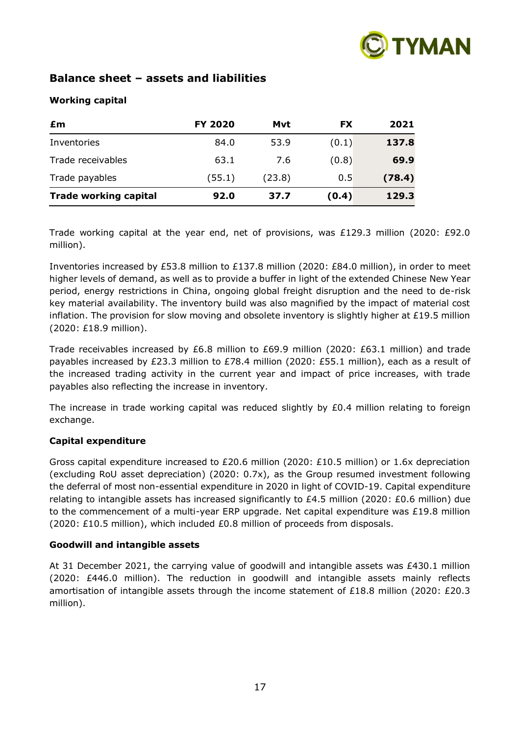## Balance sheet – assets and liabilities

### Working capital

| £m | FY 2020 | Mvt | FX | 2021 |
|---|---|---|---|---|
| Inventories | 84.0 | 53.9 | (0.1) | **137.8** |
| Trade receivables | 63.1 | 7.6 | (0.8) | **69.9** |
| Trade payables | (55.1) | (23.8) | 0.5 | **(78.4)** |
| **Trade working capital** | **92.0** | **37.7** | **(0.4)** | **129.3** |

Trade working capital at the year end, net of provisions, was £129.3 million (2020: £92.0 million).

Inventories increased by £53.8 million to £137.8 million (2020: £84.0 million), in order to meet higher levels of demand, as well as to provide a buffer in light of the extended Chinese New Year period, energy restrictions in China, ongoing global freight disruption and the need to de-risk key material availability. The inventory build was also magnified by the impact of material cost inflation. The provision for slow moving and obsolete inventory is slightly higher at £19.5 million (2020: £18.9 million).

Trade receivables increased by £6.8 million to £69.9 million (2020: £63.1 million) and trade payables increased by £23.3 million to £78.4 million (2020: £55.1 million), each as a result of the increased trading activity in the current year and impact of price increases, with trade payables also reflecting the increase in inventory.

The increase in trade working capital was reduced slightly by £0.4 million relating to foreign exchange.

### Capital expenditure

Gross capital expenditure increased to £20.6 million (2020: £10.5 million) or 1.6x depreciation (excluding RoU asset depreciation) (2020: 0.7x), as the Group resumed investment following the deferral of most non-essential expenditure in 2020 in light of COVID-19. Capital expenditure relating to intangible assets has increased significantly to £4.5 million (2020: £0.6 million) due to the commencement of a multi-year ERP upgrade. Net capital expenditure was £19.8 million (2020: £10.5 million), which included £0.8 million of proceeds from disposals.

### Goodwill and intangible assets

At 31 December 2021, the carrying value of goodwill and intangible assets was £430.1 million (2020: £446.0 million). The reduction in goodwill and intangible assets mainly reflects amortisation of intangible assets through the income statement of £18.8 million (2020: £20.3 million).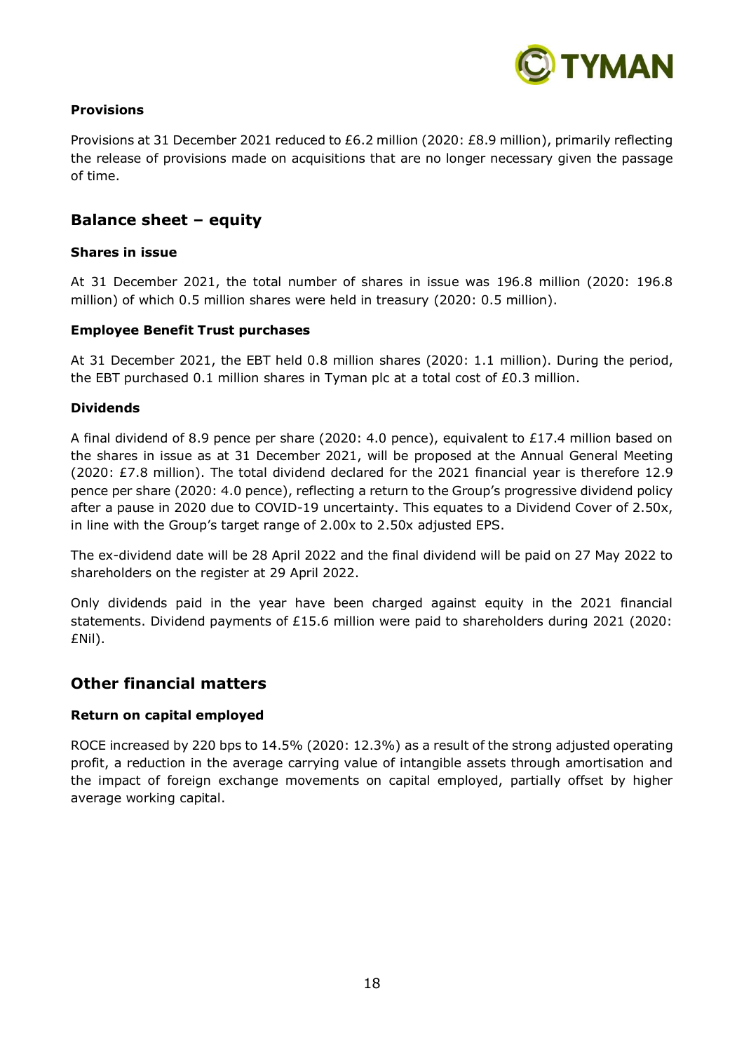### Provisions

Provisions at 31 December 2021 reduced to £6.2 million (2020: £8.9 million), primarily reflecting the release of provisions made on acquisitions that are no longer necessary given the passage of time.

## Balance sheet – equity

### Shares in issue

At 31 December 2021, the total number of shares in issue was 196.8 million (2020: 196.8 million) of which 0.5 million shares were held in treasury (2020: 0.5 million).

### Employee Benefit Trust purchases

At 31 December 2021, the EBT held 0.8 million shares (2020: 1.1 million). During the period, the EBT purchased 0.1 million shares in Tyman plc at a total cost of £0.3 million.

### Dividends

A final dividend of 8.9 pence per share (2020: 4.0 pence), equivalent to £17.4 million based on the shares in issue as at 31 December 2021, will be proposed at the Annual General Meeting (2020: £7.8 million). The total dividend declared for the 2021 financial year is therefore 12.9 pence per share (2020: 4.0 pence), reflecting a return to the Group's progressive dividend policy after a pause in 2020 due to COVID-19 uncertainty. This equates to a Dividend Cover of 2.50x, in line with the Group's target range of 2.00x to 2.50x adjusted EPS.

The ex-dividend date will be 28 April 2022 and the final dividend will be paid on 27 May 2022 to shareholders on the register at 29 April 2022.

Only dividends paid in the year have been charged against equity in the 2021 financial statements. Dividend payments of £15.6 million were paid to shareholders during 2021 (2020: £Nil).

## Other financial matters

### Return on capital employed

ROCE increased by 220 bps to 14.5% (2020: 12.3%) as a result of the strong adjusted operating profit, a reduction in the average carrying value of intangible assets through amortisation and the impact of foreign exchange movements on capital employed, partially offset by higher average working capital.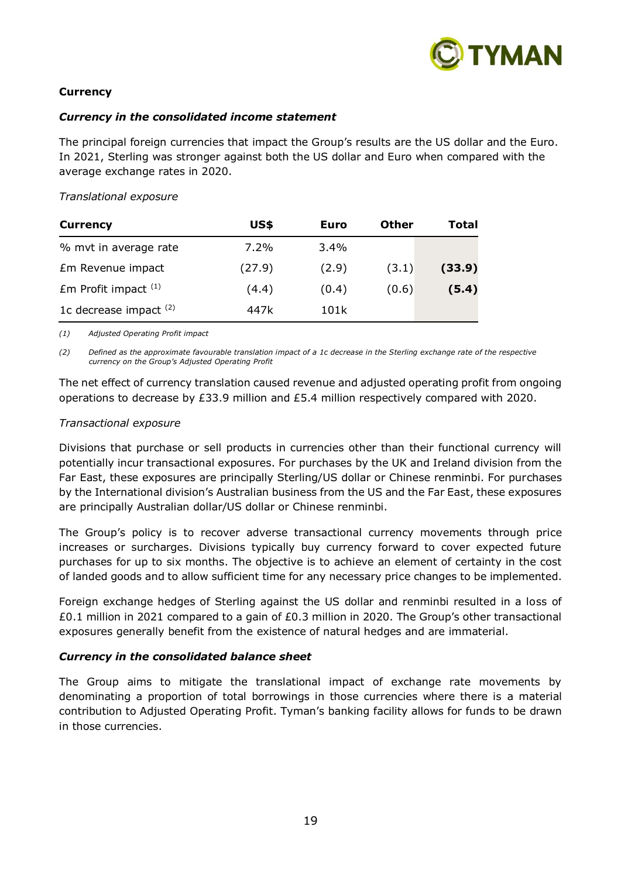**Currency**

***Currency in the consolidated income statement***

The principal foreign currencies that impact the Group's results are the US dollar and the Euro. In 2021, Sterling was stronger against both the US dollar and Euro when compared with the average exchange rates in 2020.

*Translational exposure*

| Currency | US$ | Euro | Other | Total |
|---|---|---|---|---|
| % mvt in average rate | 7.2% | 3.4% | | |
| £m Revenue impact | (27.9) | (2.9) | (3.1) | **(33.9)** |
| £m Profit impact [(1)] | (4.4) | (0.4) | (0.6) | **(5.4)** |
| 1c decrease impact [(2)] | 447k | 101k | | |

*(1) Adjusted Operating Profit impact*

*(2) Defined as the approximate favourable translation impact of a 1c decrease in the Sterling exchange rate of the respective currency on the Group's Adjusted Operating Profit*

The net effect of currency translation caused revenue and adjusted operating profit from ongoing operations to decrease by £33.9 million and £5.4 million respectively compared with 2020.

*Transactional exposure*

Divisions that purchase or sell products in currencies other than their functional currency will potentially incur transactional exposures. For purchases by the UK and Ireland division from the Far East, these exposures are principally Sterling/US dollar or Chinese renminbi. For purchases by the International division's Australian business from the US and the Far East, these exposures are principally Australian dollar/US dollar or Chinese renminbi.

The Group's policy is to recover adverse transactional currency movements through price increases or surcharges. Divisions typically buy currency forward to cover expected future purchases for up to six months. The objective is to achieve an element of certainty in the cost of landed goods and to allow sufficient time for any necessary price changes to be implemented.

Foreign exchange hedges of Sterling against the US dollar and renminbi resulted in a loss of £0.1 million in 2021 compared to a gain of £0.3 million in 2020. The Group's other transactional exposures generally benefit from the existence of natural hedges and are immaterial.

***Currency in the consolidated balance sheet***

The Group aims to mitigate the translational impact of exchange rate movements by denominating a proportion of total borrowings in those currencies where there is a material contribution to Adjusted Operating Profit. Tyman's banking facility allows for funds to be drawn in those currencies.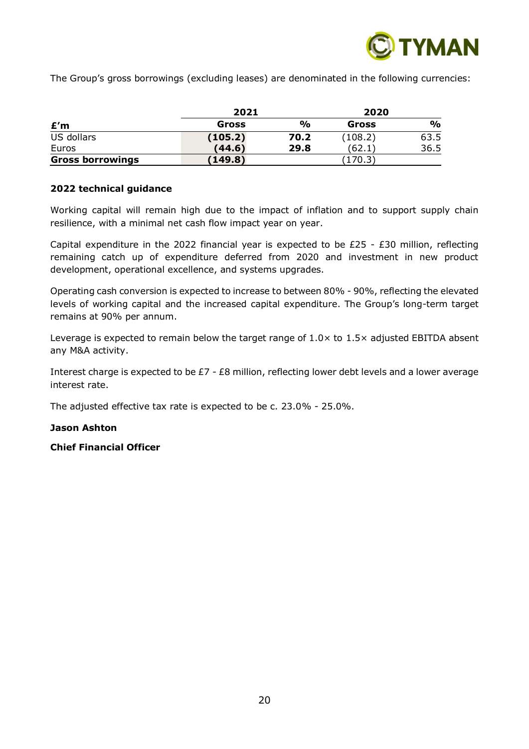The Group's gross borrowings (excluding leases) are denominated in the following currencies:

| | 2021 | | 2020 | |
|---|---|---|---|---|
| **£'m** | **Gross** | **%** | **Gross** | **%** |
| US dollars | **(105.2)** | **70.2** | (108.2) | 63.5 |
| Euros | **(44.6)** | **29.8** | (62.1) | 36.5 |
| **Gross borrowings** | **(149.8)** | | (170.3) | |

**2022 technical guidance**

Working capital will remain high due to the impact of inflation and to support supply chain resilience, with a minimal net cash flow impact year on year.

Capital expenditure in the 2022 financial year is expected to be £25 - £30 million, reflecting remaining catch up of expenditure deferred from 2020 and investment in new product development, operational excellence, and systems upgrades.

Operating cash conversion is expected to increase to between 80% - 90%, reflecting the elevated levels of working capital and the increased capital expenditure. The Group's long-term target remains at 90% per annum.

Leverage is expected to remain below the target range of 1.0× to 1.5× adjusted EBITDA absent any M&A activity.

Interest charge is expected to be £7 - £8 million, reflecting lower debt levels and a lower average interest rate.

The adjusted effective tax rate is expected to be c. 23.0% - 25.0%.

**Jason Ashton**

**Chief Financial Officer**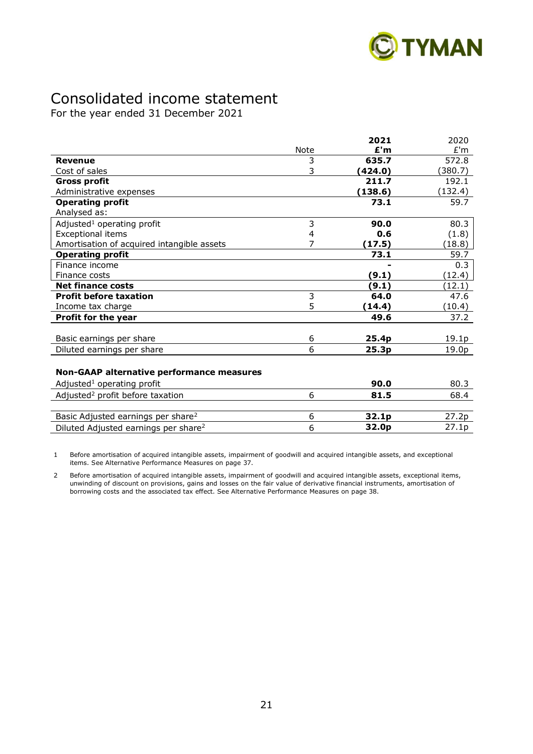# Consolidated income statement

For the year ended 31 December 2021

| | Note | **2021 £'m** | 2020 £'m |
|---|---|---|---|
| **Revenue** | 3 | **635.7** | 572.8 |
| Cost of sales | 3 | **(424.0)** | (380.7) |
| **Gross profit** | | **211.7** | 192.1 |
| Administrative expenses | | **(138.6)** | (132.4) |
| **Operating profit** | | **73.1** | 59.7 |
| Analysed as: | | | |
| Adjusted[1] operating profit | 3 | **90.0** | 80.3 |
| Exceptional items | 4 | **0.6** | (1.8) |
| Amortisation of acquired intangible assets | 7 | **(17.5)** | (18.8) |
| **Operating profit** | | **73.1** | 59.7 |
| Finance income | | **-** | 0.3 |
| Finance costs | | **(9.1)** | (12.4) |
| **Net finance costs** | | **(9.1)** | (12.1) |
| **Profit before taxation** | 3 | **64.0** | 47.6 |
| Income tax charge | 5 | **(14.4)** | (10.4) |
| **Profit for the year** | | **49.6** | 37.2 |
| | | | |
| Basic earnings per share | 6 | **25.4p** | 19.1p |
| Diluted earnings per share | 6 | **25.3p** | 19.0p |
| | | | |
| **Non-GAAP alternative performance measures** | | | |
| Adjusted[1] operating profit | | **90.0** | 80.3 |
| Adjusted[2] profit before taxation | 6 | **81.5** | 68.4 |
| | | | |
| Basic Adjusted earnings per share[2] | 6 | **32.1p** | 27.2p |
| Diluted Adjusted earnings per share[2] | 6 | **32.0p** | 27.1p |

1 Before amortisation of acquired intangible assets, impairment of goodwill and acquired intangible assets, and exceptional items. See Alternative Performance Measures on page 37.

2 Before amortisation of acquired intangible assets, impairment of goodwill and acquired intangible assets, exceptional items, unwinding of discount on provisions, gains and losses on the fair value of derivative financial instruments, amortisation of borrowing costs and the associated tax effect. See Alternative Performance Measures on page 38.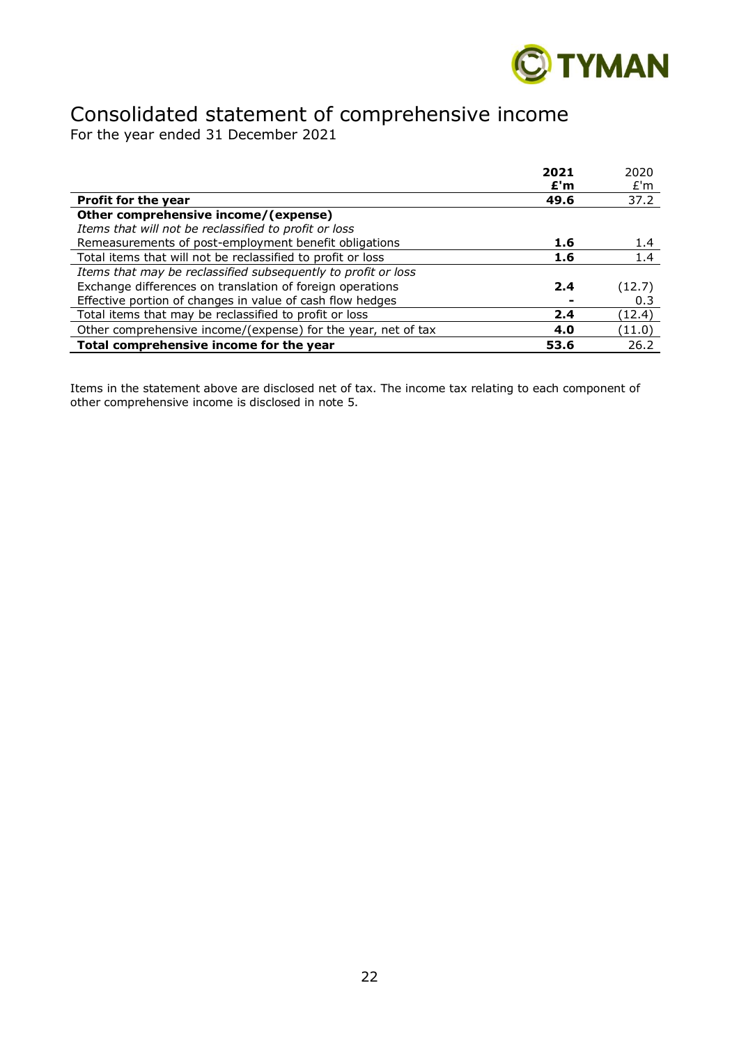# Consolidated statement of comprehensive income

For the year ended 31 December 2021

| | **2021** **£'m** | 2020 £'m |
|---|---|---|
| **Profit for the year** | **49.6** | 37.2 |
| **Other comprehensive income/(expense)** | | |
| *Items that will not be reclassified to profit or loss* | | |
| Remeasurements of post-employment benefit obligations | **1.6** | 1.4 |
| Total items that will not be reclassified to profit or loss | **1.6** | 1.4 |
| *Items that may be reclassified subsequently to profit or loss* | | |
| Exchange differences on translation of foreign operations | **2.4** | (12.7) |
| Effective portion of changes in value of cash flow hedges | **-** | 0.3 |
| Total items that may be reclassified to profit or loss | **2.4** | (12.4) |
| Other comprehensive income/(expense) for the year, net of tax | **4.0** | (11.0) |
| **Total comprehensive income for the year** | **53.6** | 26.2 |

Items in the statement above are disclosed net of tax. The income tax relating to each component of other comprehensive income is disclosed in note 5.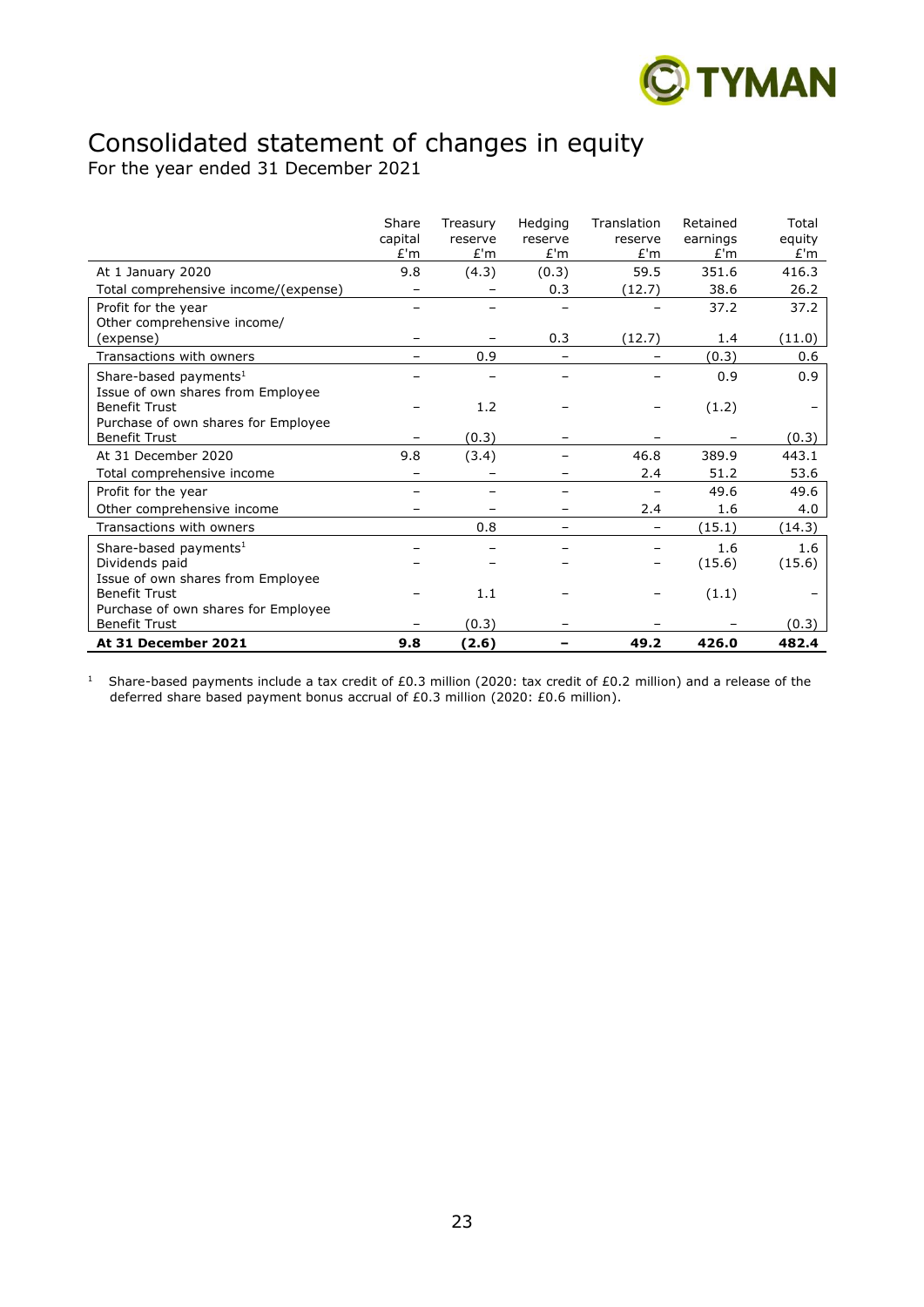# Consolidated statement of changes in equity

For the year ended 31 December 2021

| | Share capital £'m | Treasury reserve £'m | Hedging reserve £'m | Translation reserve £'m | Retained earnings £'m | Total equity £'m |
|---|---|---|---|---|---|---|
| At 1 January 2020 | 9.8 | (4.3) | (0.3) | 59.5 | 351.6 | 416.3 |
| Total comprehensive income/(expense) | – | – | 0.3 | (12.7) | 38.6 | 26.2 |
| Profit for the year | – | – | – | – | 37.2 | 37.2 |
| Other comprehensive income/ (expense) | – | – | 0.3 | (12.7) | 1.4 | (11.0) |
| Transactions with owners | – | 0.9 | – | – | (0.3) | 0.6 |
| Share-based payments[1] | – | – | – | – | 0.9 | 0.9 |
| Issue of own shares from Employee Benefit Trust | – | 1.2 | – | – | (1.2) | – |
| Purchase of own shares for Employee Benefit Trust | – | (0.3) | – | – | – | (0.3) |
| At 31 December 2020 | 9.8 | (3.4) | – | 46.8 | 389.9 | 443.1 |
| Total comprehensive income | – | – | – | 2.4 | 51.2 | 53.6 |
| Profit for the year | – | – | – | – | 49.6 | 49.6 |
| Other comprehensive income | – | – | – | 2.4 | 1.6 | 4.0 |
| Transactions with owners | | 0.8 | – | – | (15.1) | (14.3) |
| Share-based payments[1] | – | – | – | – | 1.6 | 1.6 |
| Dividends paid | – | – | – | – | (15.6) | (15.6) |
| Issue of own shares from Employee Benefit Trust | – | 1.1 | – | – | (1.1) | – |
| Purchase of own shares for Employee Benefit Trust | – | (0.3) | – | – | – | (0.3) |
| **At 31 December 2021** | **9.8** | **(2.6)** | **–** | **49.2** | **426.0** | **482.4** |

[1] Share-based payments include a tax credit of £0.3 million (2020: tax credit of £0.2 million) and a release of the deferred share based payment bonus accrual of £0.3 million (2020: £0.6 million).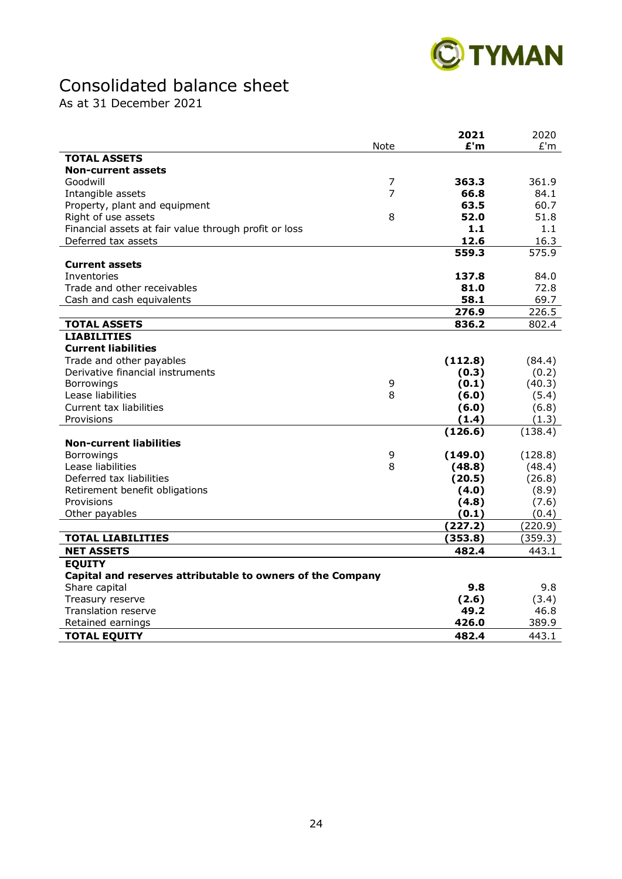# Consolidated balance sheet

As at 31 December 2021

| | Note | **2021** **£'m** | 2020 £'m |
|---|---|---|---|
| **TOTAL ASSETS** | | | |
| **Non-current assets** | | | |
| Goodwill | 7 | **363.3** | 361.9 |
| Intangible assets | 7 | **66.8** | 84.1 |
| Property, plant and equipment | | **63.5** | 60.7 |
| Right of use assets | 8 | **52.0** | 51.8 |
| Financial assets at fair value through profit or loss | | **1.1** | 1.1 |
| Deferred tax assets | | **12.6** | 16.3 |
| | | **559.3** | 575.9 |
| **Current assets** | | | |
| Inventories | | **137.8** | 84.0 |
| Trade and other receivables | | **81.0** | 72.8 |
| Cash and cash equivalents | | **58.1** | 69.7 |
| | | **276.9** | 226.5 |
| **TOTAL ASSETS** | | **836.2** | 802.4 |
| **LIABILITIES** | | | |
| **Current liabilities** | | | |
| Trade and other payables | | **(112.8)** | (84.4) |
| Derivative financial instruments | | **(0.3)** | (0.2) |
| Borrowings | 9 | **(0.1)** | (40.3) |
| Lease liabilities | 8 | **(6.0)** | (5.4) |
| Current tax liabilities | | **(6.0)** | (6.8) |
| Provisions | | **(1.4)** | (1.3) |
| | | **(126.6)** | (138.4) |
| **Non-current liabilities** | | | |
| Borrowings | 9 | **(149.0)** | (128.8) |
| Lease liabilities | 8 | **(48.8)** | (48.4) |
| Deferred tax liabilities | | **(20.5)** | (26.8) |
| Retirement benefit obligations | | **(4.0)** | (8.9) |
| Provisions | | **(4.8)** | (7.6) |
| Other payables | | **(0.1)** | (0.4) |
| | | **(227.2)** | (220.9) |
| **TOTAL LIABILITIES** | | **(353.8)** | (359.3) |
| **NET ASSETS** | | **482.4** | 443.1 |
| **EQUITY** | | | |
| **Capital and reserves attributable to owners of the Company** | | | |
| Share capital | | **9.8** | 9.8 |
| Treasury reserve | | **(2.6)** | (3.4) |
| Translation reserve | | **49.2** | 46.8 |
| Retained earnings | | **426.0** | 389.9 |
| **TOTAL EQUITY** | | **482.4** | 443.1 |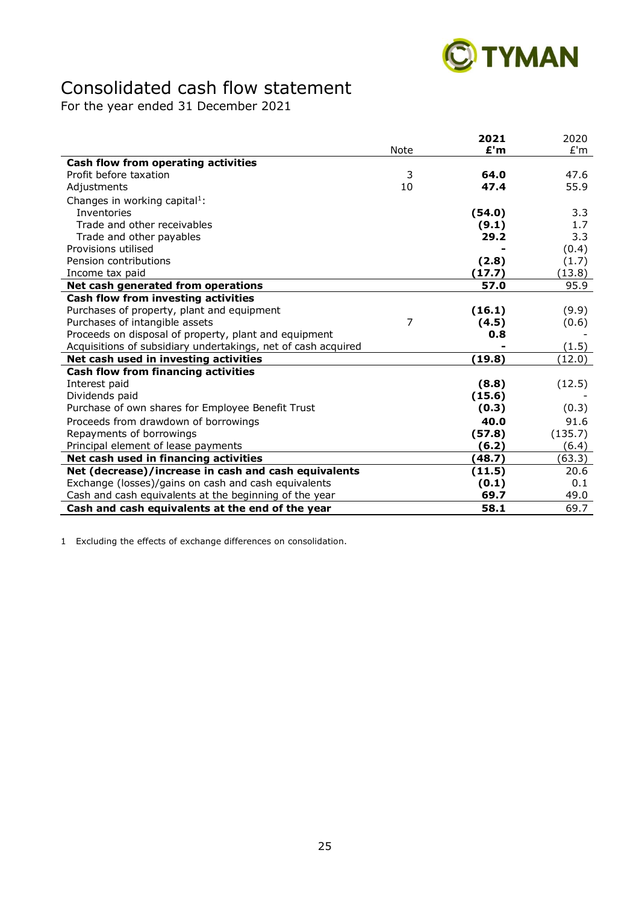# Consolidated cash flow statement

For the year ended 31 December 2021

| | Note | **2021 £'m** | 2020 £'m |
|---|---|---|---|
| **Cash flow from operating activities** | | | |
| Profit before taxation | 3 | **64.0** | 47.6 |
| Adjustments | 10 | **47.4** | 55.9 |
| Changes in working capital[1]: | | | |
| Inventories | | **(54.0)** | 3.3 |
| Trade and other receivables | | **(9.1)** | 1.7 |
| Trade and other payables | | **29.2** | 3.3 |
| Provisions utilised | | **-** | (0.4) |
| Pension contributions | | **(2.8)** | (1.7) |
| Income tax paid | | **(17.7)** | (13.8) |
| **Net cash generated from operations** | | **57.0** | 95.9 |
| **Cash flow from investing activities** | | | |
| Purchases of property, plant and equipment | | **(16.1)** | (9.9) |
| Purchases of intangible assets | 7 | **(4.5)** | (0.6) |
| Proceeds on disposal of property, plant and equipment | | **0.8** | - |
| Acquisitions of subsidiary undertakings, net of cash acquired | | **-** | (1.5) |
| **Net cash used in investing activities** | | **(19.8)** | (12.0) |
| **Cash flow from financing activities** | | | |
| Interest paid | | **(8.8)** | (12.5) |
| Dividends paid | | **(15.6)** | - |
| Purchase of own shares for Employee Benefit Trust | | **(0.3)** | (0.3) |
| Proceeds from drawdown of borrowings | | **40.0** | 91.6 |
| Repayments of borrowings | | **(57.8)** | (135.7) |
| Principal element of lease payments | | **(6.2)** | (6.4) |
| **Net cash used in financing activities** | | **(48.7)** | (63.3) |
| **Net (decrease)/increase in cash and cash equivalents** | | **(11.5)** | 20.6 |
| Exchange (losses)/gains on cash and cash equivalents | | **(0.1)** | 0.1 |
| Cash and cash equivalents at the beginning of the year | | **69.7** | 49.0 |
| **Cash and cash equivalents at the end of the year** | | **58.1** | 69.7 |

1 Excluding the effects of exchange differences on consolidation.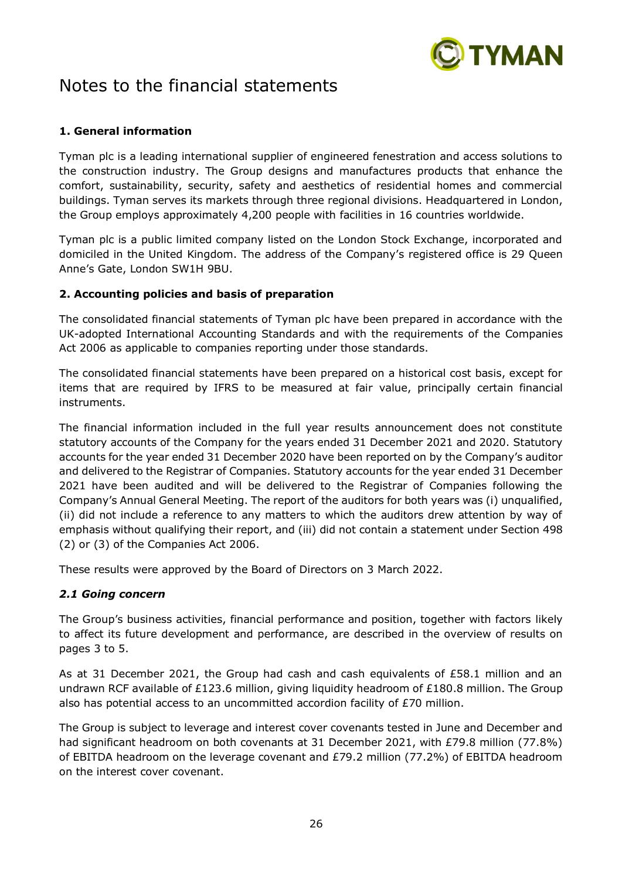# Notes to the financial statements

### 1. General information

Tyman plc is a leading international supplier of engineered fenestration and access solutions to the construction industry. The Group designs and manufactures products that enhance the comfort, sustainability, security, safety and aesthetics of residential homes and commercial buildings. Tyman serves its markets through three regional divisions. Headquartered in London, the Group employs approximately 4,200 people with facilities in 16 countries worldwide.

Tyman plc is a public limited company listed on the London Stock Exchange, incorporated and domiciled in the United Kingdom. The address of the Company's registered office is 29 Queen Anne's Gate, London SW1H 9BU.

### 2. Accounting policies and basis of preparation

The consolidated financial statements of Tyman plc have been prepared in accordance with the UK-adopted International Accounting Standards and with the requirements of the Companies Act 2006 as applicable to companies reporting under those standards.

The consolidated financial statements have been prepared on a historical cost basis, except for items that are required by IFRS to be measured at fair value, principally certain financial instruments.

The financial information included in the full year results announcement does not constitute statutory accounts of the Company for the years ended 31 December 2021 and 2020. Statutory accounts for the year ended 31 December 2020 have been reported on by the Company's auditor and delivered to the Registrar of Companies. Statutory accounts for the year ended 31 December 2021 have been audited and will be delivered to the Registrar of Companies following the Company's Annual General Meeting. The report of the auditors for both years was (i) unqualified, (ii) did not include a reference to any matters to which the auditors drew attention by way of emphasis without qualifying their report, and (iii) did not contain a statement under Section 498 (2) or (3) of the Companies Act 2006.

These results were approved by the Board of Directors on 3 March 2022.

#### *2.1 Going concern*

The Group's business activities, financial performance and position, together with factors likely to affect its future development and performance, are described in the overview of results on pages 3 to 5.

As at 31 December 2021, the Group had cash and cash equivalents of £58.1 million and an undrawn RCF available of £123.6 million, giving liquidity headroom of £180.8 million. The Group also has potential access to an uncommitted accordion facility of £70 million.

The Group is subject to leverage and interest cover covenants tested in June and December and had significant headroom on both covenants at 31 December 2021, with £79.8 million (77.8%) of EBITDA headroom on the leverage covenant and £79.2 million (77.2%) of EBITDA headroom on the interest cover covenant.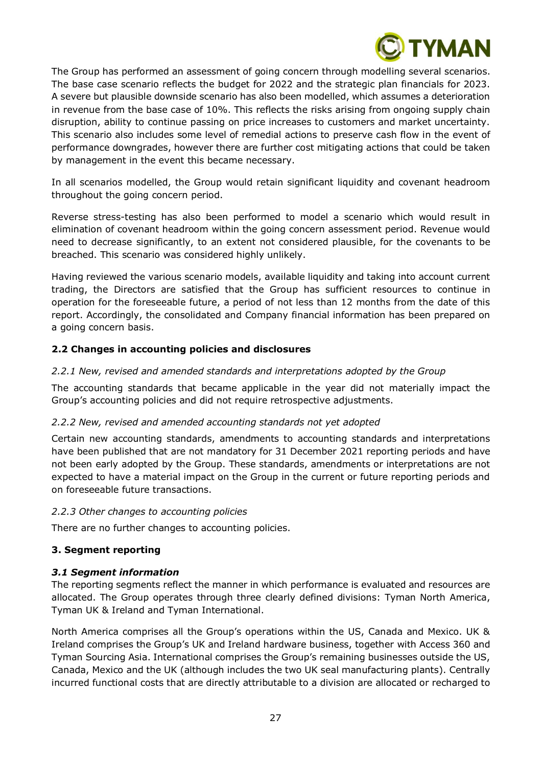The Group has performed an assessment of going concern through modelling several scenarios. The base case scenario reflects the budget for 2022 and the strategic plan financials for 2023. A severe but plausible downside scenario has also been modelled, which assumes a deterioration in revenue from the base case of 10%. This reflects the risks arising from ongoing supply chain disruption, ability to continue passing on price increases to customers and market uncertainty. This scenario also includes some level of remedial actions to preserve cash flow in the event of performance downgrades, however there are further cost mitigating actions that could be taken by management in the event this became necessary.

In all scenarios modelled, the Group would retain significant liquidity and covenant headroom throughout the going concern period.

Reverse stress-testing has also been performed to model a scenario which would result in elimination of covenant headroom within the going concern assessment period. Revenue would need to decrease significantly, to an extent not considered plausible, for the covenants to be breached. This scenario was considered highly unlikely.

Having reviewed the various scenario models, available liquidity and taking into account current trading, the Directors are satisfied that the Group has sufficient resources to continue in operation for the foreseeable future, a period of not less than 12 months from the date of this report. Accordingly, the consolidated and Company financial information has been prepared on a going concern basis.

### 2.2 Changes in accounting policies and disclosures

*2.2.1 New, revised and amended standards and interpretations adopted by the Group*

The accounting standards that became applicable in the year did not materially impact the Group's accounting policies and did not require retrospective adjustments.

*2.2.2 New, revised and amended accounting standards not yet adopted*

Certain new accounting standards, amendments to accounting standards and interpretations have been published that are not mandatory for 31 December 2021 reporting periods and have not been early adopted by the Group. These standards, amendments or interpretations are not expected to have a material impact on the Group in the current or future reporting periods and on foreseeable future transactions.

*2.2.3 Other changes to accounting policies*

There are no further changes to accounting policies.

## 3. Segment reporting

### *3.1 Segment information*

The reporting segments reflect the manner in which performance is evaluated and resources are allocated. The Group operates through three clearly defined divisions: Tyman North America, Tyman UK & Ireland and Tyman International.

North America comprises all the Group's operations within the US, Canada and Mexico. UK & Ireland comprises the Group's UK and Ireland hardware business, together with Access 360 and Tyman Sourcing Asia. International comprises the Group's remaining businesses outside the US, Canada, Mexico and the UK (although includes the two UK seal manufacturing plants). Centrally incurred functional costs that are directly attributable to a division are allocated or recharged to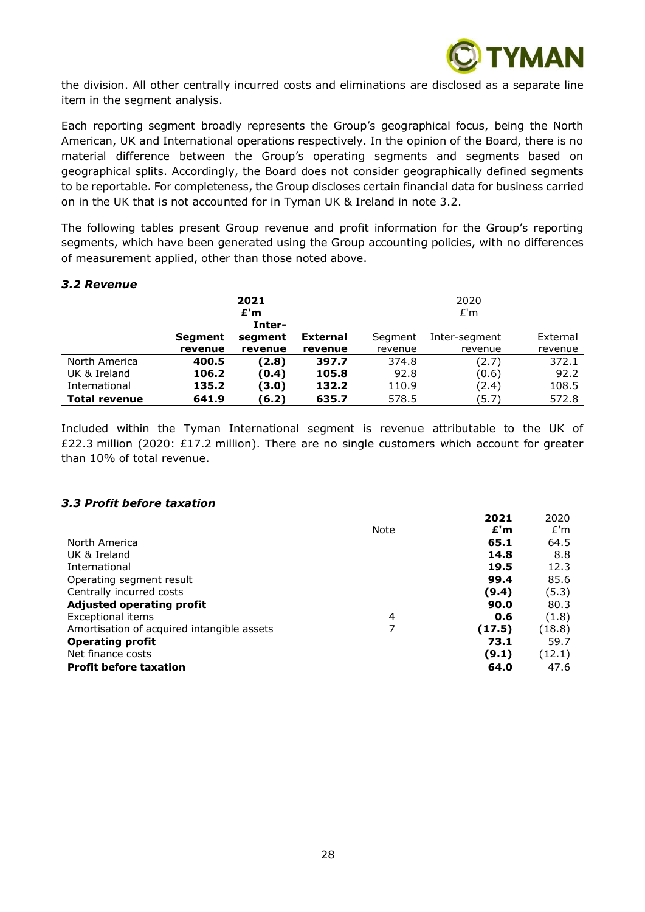the division. All other centrally incurred costs and eliminations are disclosed as a separate line item in the segment analysis.

Each reporting segment broadly represents the Group's geographical focus, being the North American, UK and International operations respectively. In the opinion of the Board, there is no material difference between the Group's operating segments and segments based on geographical splits. Accordingly, the Board does not consider geographically defined segments to be reportable. For completeness, the Group discloses certain financial data for business carried on in the UK that is not accounted for in Tyman UK & Ireland in note 3.2.

The following tables present Group revenue and profit information for the Group's reporting segments, which have been generated using the Group accounting policies, with no differences of measurement applied, other than those noted above.

### *3.2 Revenue*

| | **2021** | | | 2020 | | |
|---|---|---|---|---|---|---|
| | **£'m** | | | £'m | | |
| | **Segment revenue** | **Inter-segment revenue** | **External revenue** | Segment revenue | Inter-segment revenue | External revenue |
| North America | **400.5** | **(2.8)** | **397.7** | 374.8 | (2.7) | 372.1 |
| UK & Ireland | **106.2** | **(0.4)** | **105.8** | 92.8 | (0.6) | 92.2 |
| International | **135.2** | **(3.0)** | **132.2** | 110.9 | (2.4) | 108.5 |
| **Total revenue** | **641.9** | **(6.2)** | **635.7** | 578.5 | (5.7) | 572.8 |

Included within the Tyman International segment is revenue attributable to the UK of £22.3 million (2020: £17.2 million). There are no single customers which account for greater than 10% of total revenue.

### *3.3 Profit before taxation*

| | Note | **2021 £'m** | 2020 £'m |
|---|---|---|---|
| North America | | **65.1** | 64.5 |
| UK & Ireland | | **14.8** | 8.8 |
| International | | **19.5** | 12.3 |
| Operating segment result | | **99.4** | 85.6 |
| Centrally incurred costs | | **(9.4)** | (5.3) |
| **Adjusted operating profit** | | **90.0** | 80.3 |
| Exceptional items | 4 | **0.6** | (1.8) |
| Amortisation of acquired intangible assets | 7 | **(17.5)** | (18.8) |
| **Operating profit** | | **73.1** | 59.7 |
| Net finance costs | | **(9.1)** | (12.1) |
| **Profit before taxation** | | **64.0** | 47.6 |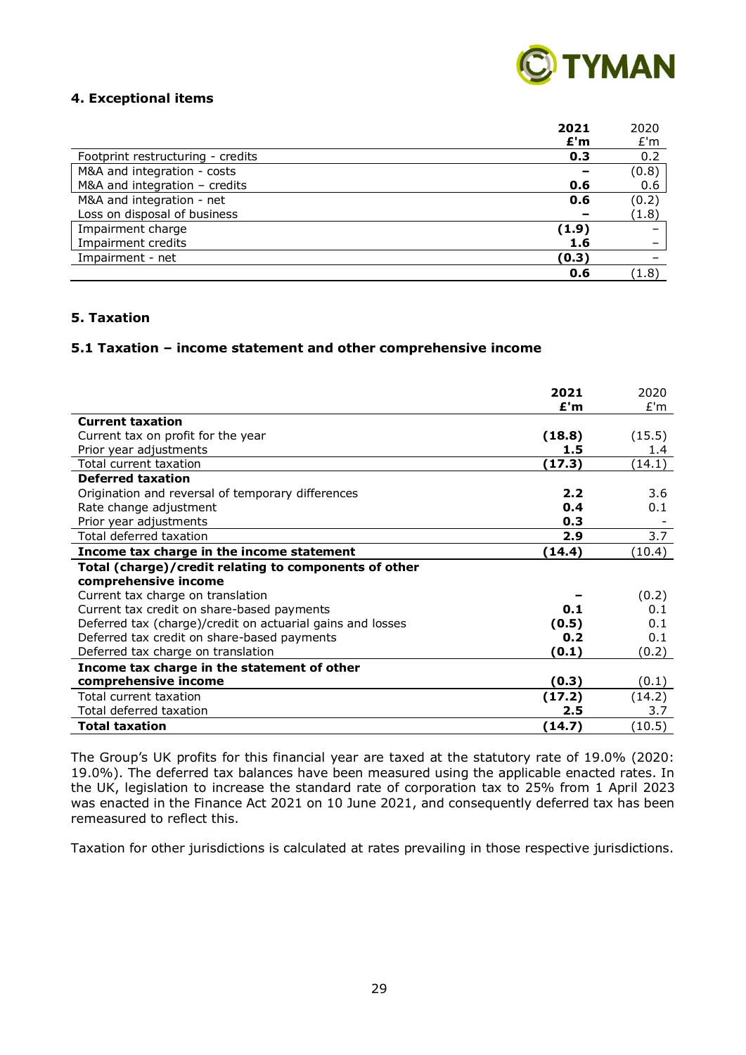## 4. Exceptional items

| | **2021** **£'m** | 2020 £'m |
|---|---|---|
| Footprint restructuring - credits | **0.3** | 0.2 |
| M&A and integration - costs | **–** | (0.8) |
| M&A and integration – credits | **0.6** | 0.6 |
| M&A and integration - net | **0.6** | (0.2) |
| Loss on disposal of business | **–** | (1.8) |
| Impairment charge | **(1.9)** | – |
| Impairment credits | **1.6** | – |
| Impairment - net | **(0.3)** | – |
| | **0.6** | (1.8) |

## 5. Taxation

### 5.1 Taxation – income statement and other comprehensive income

| | **2021** **£'m** | 2020 £'m |
|---|---|---|
| **Current taxation** | | |
| Current tax on profit for the year | **(18.8)** | (15.5) |
| Prior year adjustments | **1.5** | 1.4 |
| Total current taxation | **(17.3)** | (14.1) |
| **Deferred taxation** | | |
| Origination and reversal of temporary differences | **2.2** | 3.6 |
| Rate change adjustment | **0.4** | 0.1 |
| Prior year adjustments | **0.3** | - |
| Total deferred taxation | **2.9** | 3.7 |
| **Income tax charge in the income statement** | **(14.4)** | (10.4) |
| **Total (charge)/credit relating to components of other comprehensive income** | | |
| Current tax charge on translation | **–** | (0.2) |
| Current tax credit on share-based payments | **0.1** | 0.1 |
| Deferred tax (charge)/credit on actuarial gains and losses | **(0.5)** | 0.1 |
| Deferred tax credit on share-based payments | **0.2** | 0.1 |
| Deferred tax charge on translation | **(0.1)** | (0.2) |
| **Income tax charge in the statement of other comprehensive income** | **(0.3)** | (0.1) |
| Total current taxation | **(17.2)** | (14.2) |
| Total deferred taxation | **2.5** | 3.7 |
| **Total taxation** | **(14.7)** | (10.5) |

The Group's UK profits for this financial year are taxed at the statutory rate of 19.0% (2020: 19.0%). The deferred tax balances have been measured using the applicable enacted rates. In the UK, legislation to increase the standard rate of corporation tax to 25% from 1 April 2023 was enacted in the Finance Act 2021 on 10 June 2021, and consequently deferred tax has been remeasured to reflect this.

Taxation for other jurisdictions is calculated at rates prevailing in those respective jurisdictions.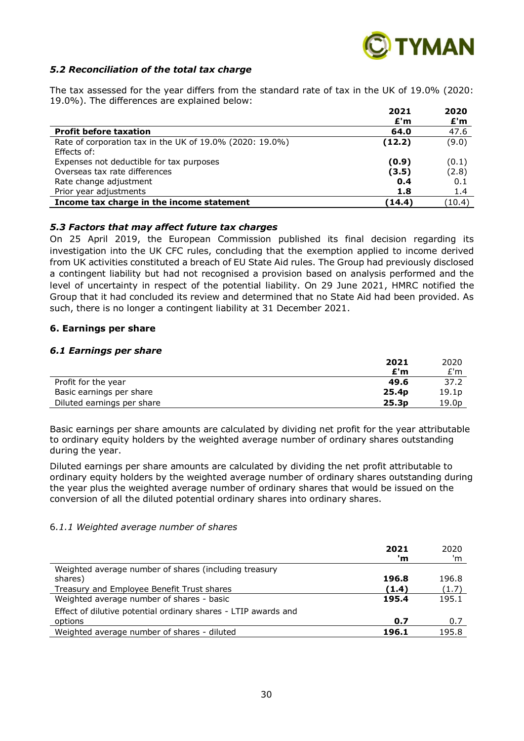### *5.2 Reconciliation of the total tax charge*

The tax assessed for the year differs from the standard rate of tax in the UK of 19.0% (2020: 19.0%). The differences are explained below:

| | 2021<br>£'m | 2020<br>£'m |
|---|---|---|
| **Profit before taxation** | **64.0** | 47.6 |
| Rate of corporation tax in the UK of 19.0% (2020: 19.0%) | **(12.2)** | (9.0) |
| Effects of: | | |
| Expenses not deductible for tax purposes | **(0.9)** | (0.1) |
| Overseas tax rate differences | **(3.5)** | (2.8) |
| Rate change adjustment | **0.4** | 0.1 |
| Prior year adjustments | **1.8** | 1.4 |
| **Income tax charge in the income statement** | **(14.4)** | (10.4) |

### *5.3 Factors that may affect future tax charges*

On 25 April 2019, the European Commission published its final decision regarding its investigation into the UK CFC rules, concluding that the exemption applied to income derived from UK activities constituted a breach of EU State Aid rules. The Group had previously disclosed a contingent liability but had not recognised a provision based on analysis performed and the level of uncertainty in respect of the potential liability. On 29 June 2021, HMRC notified the Group that it had concluded its review and determined that no State Aid had been provided. As such, there is no longer a contingent liability at 31 December 2021.

## 6. Earnings per share

### *6.1 Earnings per share*

| | 2021<br>£'m | 2020<br>£'m |
|---|---|---|
| Profit for the year | **49.6** | 37.2 |
| Basic earnings per share | **25.4p** | 19.1p |
| Diluted earnings per share | **25.3p** | 19.0p |

Basic earnings per share amounts are calculated by dividing net profit for the year attributable to ordinary equity holders by the weighted average number of ordinary shares outstanding during the year.

Diluted earnings per share amounts are calculated by dividing the net profit attributable to ordinary equity holders by the weighted average number of ordinary shares outstanding during the year plus the weighted average number of ordinary shares that would be issued on the conversion of all the diluted potential ordinary shares into ordinary shares.

#### 6.*1.1 Weighted average number of shares*

| | 2021<br>'m | 2020<br>'m |
|---|---|---|
| Weighted average number of shares (including treasury shares) | **196.8** | 196.8 |
| Treasury and Employee Benefit Trust shares | **(1.4)** | (1.7) |
| Weighted average number of shares - basic | **195.4** | 195.1 |
| Effect of dilutive potential ordinary shares - LTIP awards and options | **0.7** | 0.7 |
| Weighted average number of shares - diluted | **196.1** | 195.8 |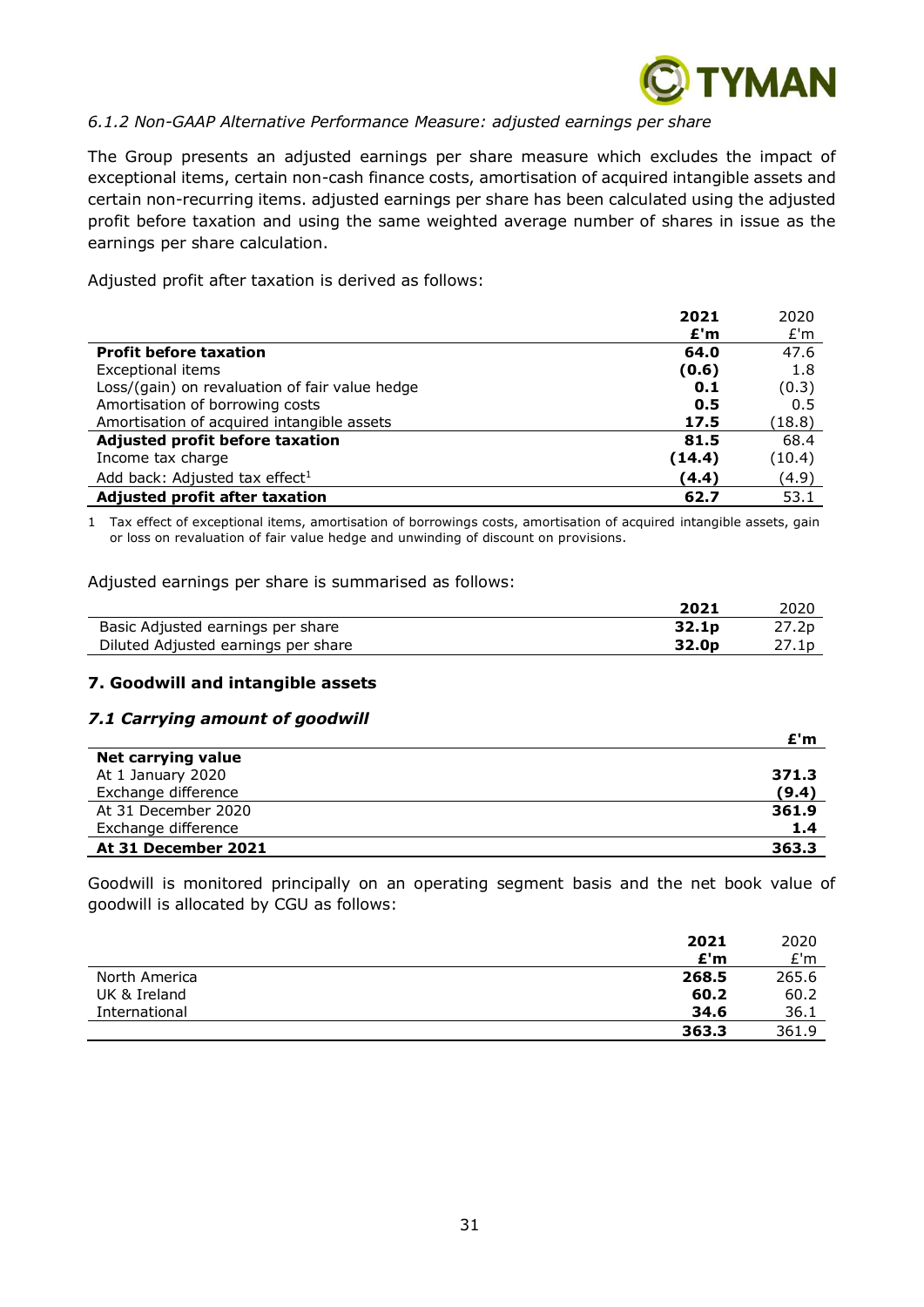*6.1.2 Non-GAAP Alternative Performance Measure: adjusted earnings per share*

The Group presents an adjusted earnings per share measure which excludes the impact of exceptional items, certain non-cash finance costs, amortisation of acquired intangible assets and certain non-recurring items. adjusted earnings per share has been calculated using the adjusted profit before taxation and using the same weighted average number of shares in issue as the earnings per share calculation.

Adjusted profit after taxation is derived as follows:

| | **2021** | 2020 |
|---|---|---|
| | **£'m** | £'m |
| **Profit before taxation** | **64.0** | 47.6 |
| Exceptional items | **(0.6)** | 1.8 |
| Loss/(gain) on revaluation of fair value hedge | **0.1** | (0.3) |
| Amortisation of borrowing costs | **0.5** | 0.5 |
| Amortisation of acquired intangible assets | **17.5** | (18.8) |
| **Adjusted profit before taxation** | **81.5** | 68.4 |
| Income tax charge | **(14.4)** | (10.4) |
| Add back: Adjusted tax effect[1] | **(4.4)** | (4.9) |
| **Adjusted profit after taxation** | **62.7** | 53.1 |

1 Tax effect of exceptional items, amortisation of borrowings costs, amortisation of acquired intangible assets, gain or loss on revaluation of fair value hedge and unwinding of discount on provisions.

Adjusted earnings per share is summarised as follows:

| | **2021** | 2020 |
|---|---|---|
| Basic Adjusted earnings per share | **32.1p** | 27.2p |
| Diluted Adjusted earnings per share | **32.0p** | 27.1p |

## 7. Goodwill and intangible assets

### *7.1 Carrying amount of goodwill*

| | **£'m** |
|---|---|
| **Net carrying value** | |
| At 1 January 2020 | **371.3** |
| Exchange difference | **(9.4)** |
| At 31 December 2020 | **361.9** |
| Exchange difference | **1.4** |
| **At 31 December 2021** | **363.3** |

Goodwill is monitored principally on an operating segment basis and the net book value of goodwill is allocated by CGU as follows:

| | **2021** | 2020 |
|---|---|---|
| | **£'m** | £'m |
| North America | **268.5** | 265.6 |
| UK & Ireland | **60.2** | 60.2 |
| International | **34.6** | 36.1 |
| | **363.3** | 361.9 |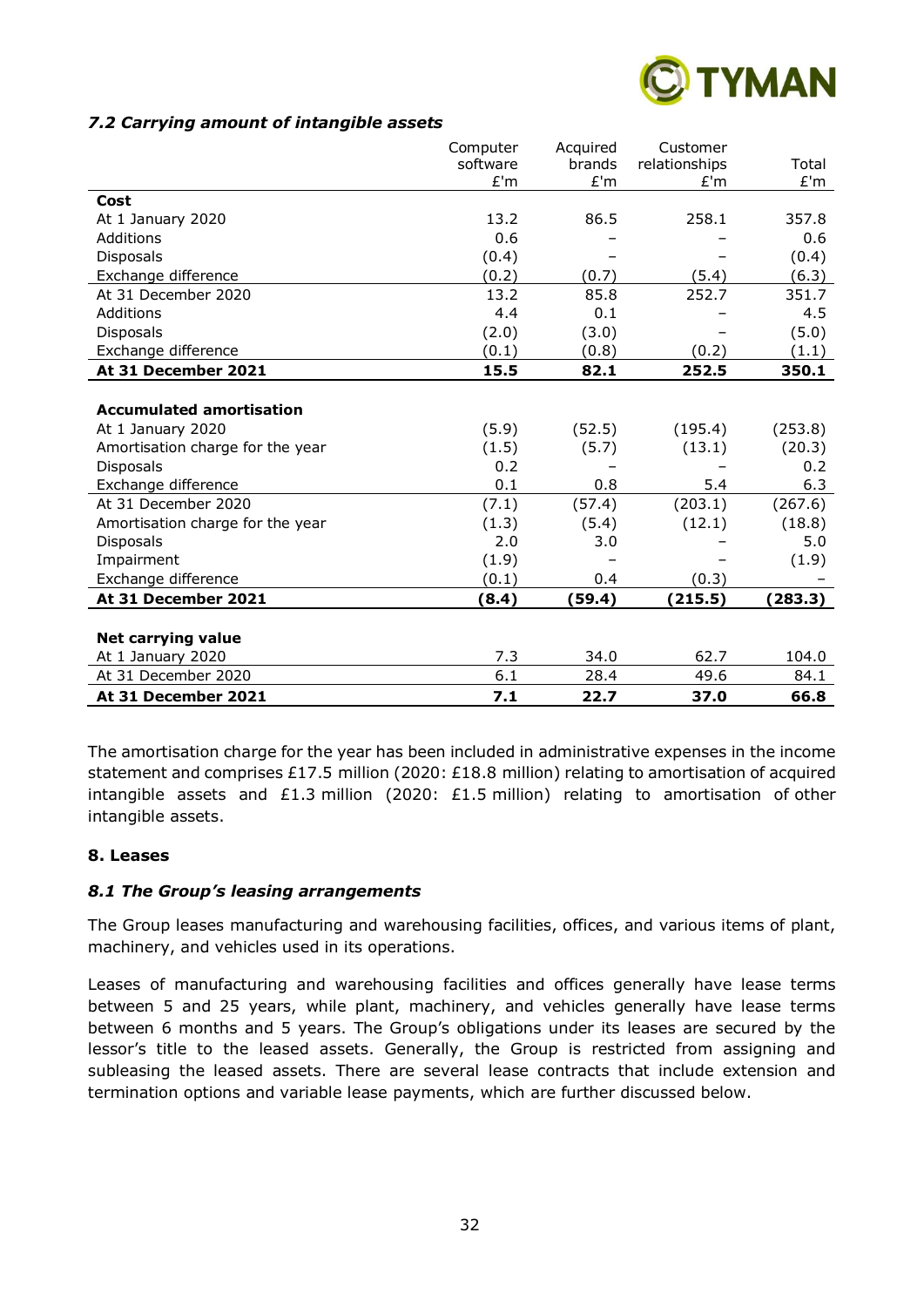### *7.2 Carrying amount of intangible assets*

| | Computer software £'m | Acquired brands £'m | Customer relationships £'m | Total £'m |
|---|---|---|---|---|
| **Cost** | | | | |
| At 1 January 2020 | 13.2 | 86.5 | 258.1 | 357.8 |
| Additions | 0.6 | – | – | 0.6 |
| Disposals | (0.4) | – | – | (0.4) |
| Exchange difference | (0.2) | (0.7) | (5.4) | (6.3) |
| At 31 December 2020 | 13.2 | 85.8 | 252.7 | 351.7 |
| Additions | 4.4 | 0.1 | – | 4.5 |
| Disposals | (2.0) | (3.0) | – | (5.0) |
| Exchange difference | (0.1) | (0.8) | (0.2) | (1.1) |
| **At 31 December 2021** | **15.5** | **82.1** | **252.5** | **350.1** |
| | | | | |
| **Accumulated amortisation** | | | | |
| At 1 January 2020 | (5.9) | (52.5) | (195.4) | (253.8) |
| Amortisation charge for the year | (1.5) | (5.7) | (13.1) | (20.3) |
| Disposals | 0.2 | – | – | 0.2 |
| Exchange difference | 0.1 | 0.8 | 5.4 | 6.3 |
| At 31 December 2020 | (7.1) | (57.4) | (203.1) | (267.6) |
| Amortisation charge for the year | (1.3) | (5.4) | (12.1) | (18.8) |
| Disposals | 2.0 | 3.0 | – | 5.0 |
| Impairment | (1.9) | – | – | (1.9) |
| Exchange difference | (0.1) | 0.4 | (0.3) | – |
| **At 31 December 2021** | **(8.4)** | **(59.4)** | **(215.5)** | **(283.3)** |
| | | | | |
| **Net carrying value** | | | | |
| At 1 January 2020 | 7.3 | 34.0 | 62.7 | 104.0 |
| At 31 December 2020 | 6.1 | 28.4 | 49.6 | 84.1 |
| **At 31 December 2021** | **7.1** | **22.7** | **37.0** | **66.8** |

The amortisation charge for the year has been included in administrative expenses in the income statement and comprises £17.5 million (2020: £18.8 million) relating to amortisation of acquired intangible assets and £1.3 million (2020: £1.5 million) relating to amortisation of other intangible assets.

### 8. Leases

#### *8.1 The Group's leasing arrangements*

The Group leases manufacturing and warehousing facilities, offices, and various items of plant, machinery, and vehicles used in its operations.

Leases of manufacturing and warehousing facilities and offices generally have lease terms between 5 and 25 years, while plant, machinery, and vehicles generally have lease terms between 6 months and 5 years. The Group's obligations under its leases are secured by the lessor's title to the leased assets. Generally, the Group is restricted from assigning and subleasing the leased assets. There are several lease contracts that include extension and termination options and variable lease payments, which are further discussed below.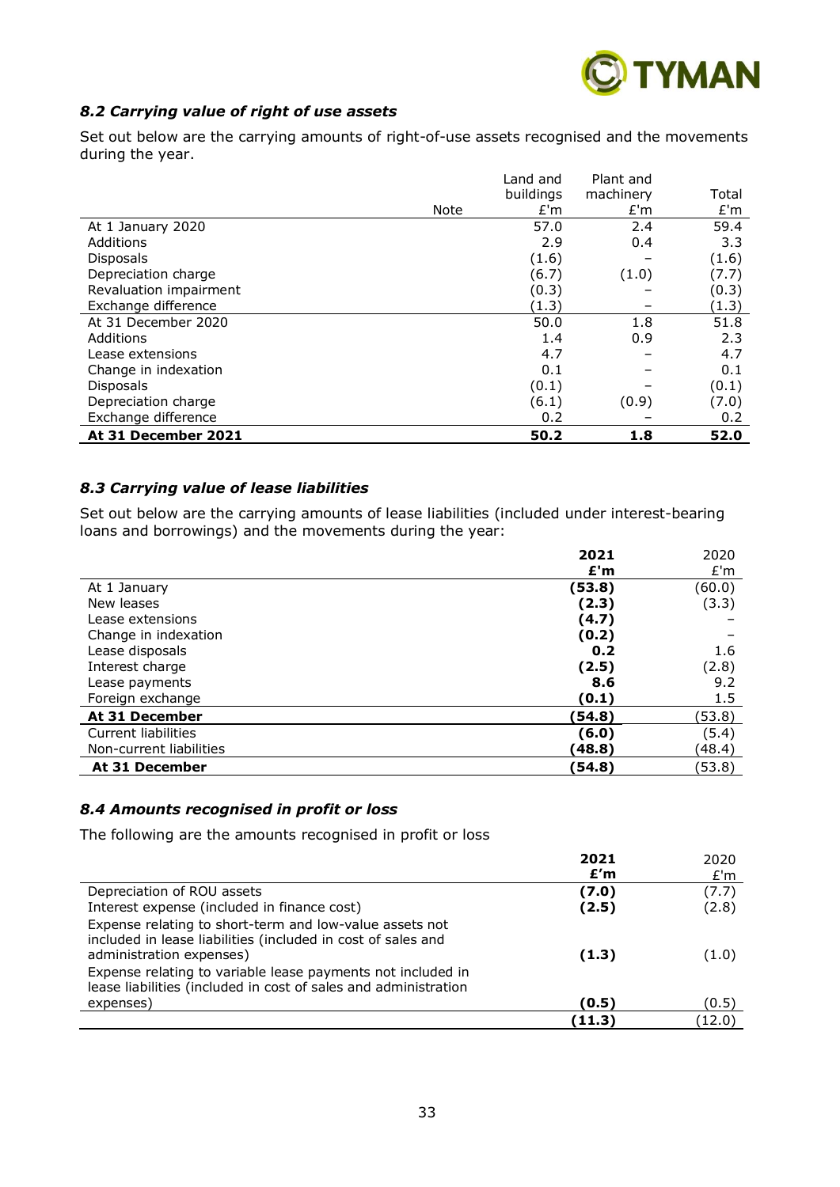### *8.2 Carrying value of right of use assets*

Set out below are the carrying amounts of right-of-use assets recognised and the movements during the year.

| | Note | Land and buildings £'m | Plant and machinery £'m | Total £'m |
|---|---|---|---|---|
| At 1 January 2020 | | 57.0 | 2.4 | 59.4 |
| Additions | | 2.9 | 0.4 | 3.3 |
| Disposals | | (1.6) | – | (1.6) |
| Depreciation charge | | (6.7) | (1.0) | (7.7) |
| Revaluation impairment | | (0.3) | – | (0.3) |
| Exchange difference | | (1.3) | – | (1.3) |
| At 31 December 2020 | | 50.0 | 1.8 | 51.8 |
| Additions | | 1.4 | 0.9 | 2.3 |
| Lease extensions | | 4.7 | – | 4.7 |
| Change in indexation | | 0.1 | – | 0.1 |
| Disposals | | (0.1) | – | (0.1) |
| Depreciation charge | | (6.1) | (0.9) | (7.0) |
| Exchange difference | | 0.2 | – | 0.2 |
| **At 31 December 2021** | | **50.2** | **1.8** | **52.0** |

### *8.3 Carrying value of lease liabilities*

Set out below are the carrying amounts of lease liabilities (included under interest-bearing loans and borrowings) and the movements during the year:

| | **2021 £'m** | 2020 £'m |
|---|---|---|
| At 1 January | **(53.8)** | (60.0) |
| New leases | **(2.3)** | (3.3) |
| Lease extensions | **(4.7)** | – |
| Change in indexation | **(0.2)** | – |
| Lease disposals | **0.2** | 1.6 |
| Interest charge | **(2.5)** | (2.8) |
| Lease payments | **8.6** | 9.2 |
| Foreign exchange | **(0.1)** | 1.5 |
| **At 31 December** | **(54.8)** | (53.8) |
| Current liabilities | **(6.0)** | (5.4) |
| Non-current liabilities | **(48.8)** | (48.4) |
| **At 31 December** | **(54.8)** | (53.8) |

### *8.4 Amounts recognised in profit or loss*

The following are the amounts recognised in profit or loss

| | **2021 £'m** | 2020 £'m |
|---|---|---|
| Depreciation of ROU assets | **(7.0)** | (7.7) |
| Interest expense (included in finance cost) | **(2.5)** | (2.8) |
| Expense relating to short-term and low-value assets not included in lease liabilities (included in cost of sales and administration expenses) | **(1.3)** | (1.0) |
| Expense relating to variable lease payments not included in lease liabilities (included in cost of sales and administration expenses) | **(0.5)** | (0.5) |
| | **(11.3)** | (12.0) |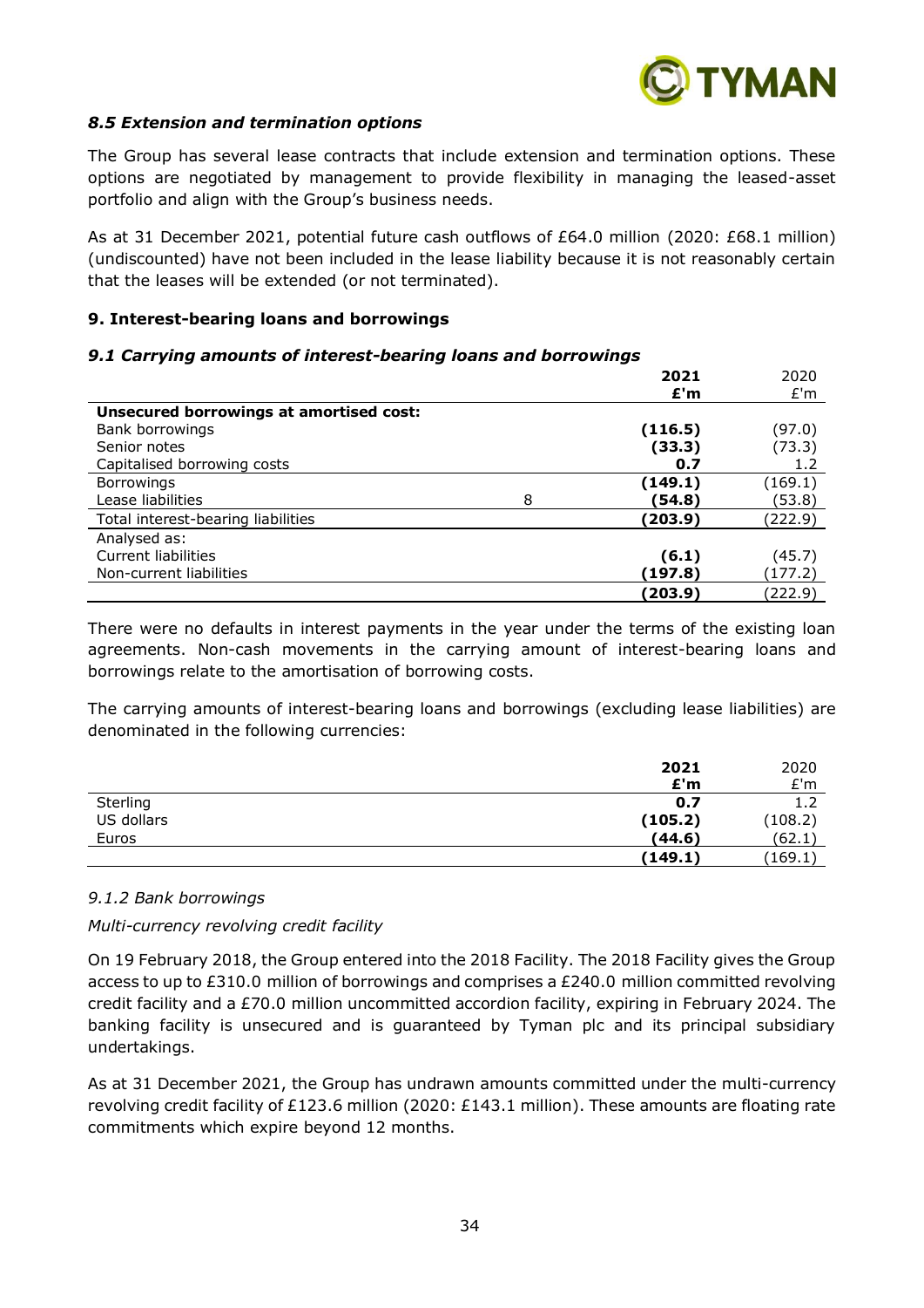### *8.5 Extension and termination options*

The Group has several lease contracts that include extension and termination options. These options are negotiated by management to provide flexibility in managing the leased-asset portfolio and align with the Group's business needs.

As at 31 December 2021, potential future cash outflows of £64.0 million (2020: £68.1 million) (undiscounted) have not been included in the lease liability because it is not reasonably certain that the leases will be extended (or not terminated).

## 9. Interest-bearing loans and borrowings

### *9.1 Carrying amounts of interest-bearing loans and borrowings*

| | | **2021** | 2020 |
|---|---|---|---|
| | | **£'m** | £'m |
| **Unsecured borrowings at amortised cost:** | | | |
| Bank borrowings | | **(116.5)** | (97.0) |
| Senior notes | | **(33.3)** | (73.3) |
| Capitalised borrowing costs | | **0.7** | 1.2 |
| Borrowings | | **(149.1)** | (169.1) |
| Lease liabilities | 8 | **(54.8)** | (53.8) |
| Total interest-bearing liabilities | | **(203.9)** | (222.9) |
| Analysed as: | | | |
| Current liabilities | | **(6.1)** | (45.7) |
| Non-current liabilities | | **(197.8)** | (177.2) |
| | | **(203.9)** | (222.9) |

There were no defaults in interest payments in the year under the terms of the existing loan agreements. Non-cash movements in the carrying amount of interest-bearing loans and borrowings relate to the amortisation of borrowing costs.

The carrying amounts of interest-bearing loans and borrowings (excluding lease liabilities) are denominated in the following currencies:

| | **2021** | 2020 |
|---|---|---|
| | **£'m** | £'m |
| Sterling | **0.7** | 1.2 |
| US dollars | **(105.2)** | (108.2) |
| Euros | **(44.6)** | (62.1) |
| | **(149.1)** | (169.1) |

*9.1.2 Bank borrowings*

*Multi-currency revolving credit facility*

On 19 February 2018, the Group entered into the 2018 Facility. The 2018 Facility gives the Group access to up to £310.0 million of borrowings and comprises a £240.0 million committed revolving credit facility and a £70.0 million uncommitted accordion facility, expiring in February 2024. The banking facility is unsecured and is guaranteed by Tyman plc and its principal subsidiary undertakings.

As at 31 December 2021, the Group has undrawn amounts committed under the multi-currency revolving credit facility of £123.6 million (2020: £143.1 million). These amounts are floating rate commitments which expire beyond 12 months.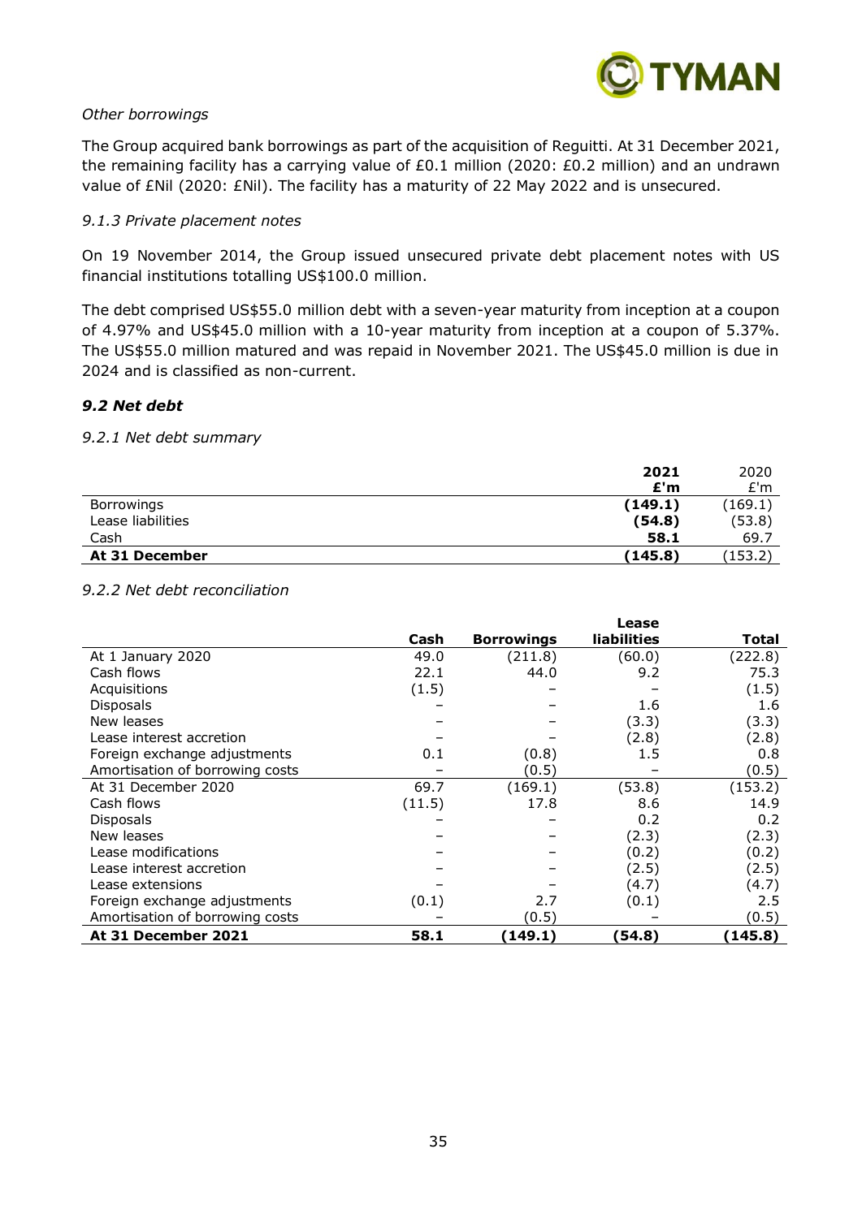*Other borrowings*

The Group acquired bank borrowings as part of the acquisition of Reguitti. At 31 December 2021, the remaining facility has a carrying value of £0.1 million (2020: £0.2 million) and an undrawn value of £Nil (2020: £Nil). The facility has a maturity of 22 May 2022 and is unsecured.

*9.1.3 Private placement notes*

On 19 November 2014, the Group issued unsecured private debt placement notes with US financial institutions totalling US$100.0 million.

The debt comprised US$55.0 million debt with a seven-year maturity from inception at a coupon of 4.97% and US$45.0 million with a 10-year maturity from inception at a coupon of 5.37%. The US$55.0 million matured and was repaid in November 2021. The US$45.0 million is due in 2024 and is classified as non-current.

### *9.2 Net debt*

*9.2.1 Net debt summary*

| | **2021 £'m** | 2020 £'m |
|---|---|---|
| Borrowings | **(149.1)** | (169.1) |
| Lease liabilities | **(54.8)** | (53.8) |
| Cash | **58.1** | 69.7 |
| **At 31 December** | **(145.8)** | (153.2) |

*9.2.2 Net debt reconciliation*

| | **Cash** | **Borrowings** | **Lease liabilities** | **Total** |
|---|---|---|---|---|
| At 1 January 2020 | 49.0 | (211.8) | (60.0) | (222.8) |
| Cash flows | 22.1 | 44.0 | 9.2 | 75.3 |
| Acquisitions | (1.5) | – | – | (1.5) |
| Disposals | – | – | 1.6 | 1.6 |
| New leases | – | – | (3.3) | (3.3) |
| Lease interest accretion | – | – | (2.8) | (2.8) |
| Foreign exchange adjustments | 0.1 | (0.8) | 1.5 | 0.8 |
| Amortisation of borrowing costs | – | (0.5) | – | (0.5) |
| At 31 December 2020 | 69.7 | (169.1) | (53.8) | (153.2) |
| Cash flows | (11.5) | 17.8 | 8.6 | 14.9 |
| Disposals | – | – | 0.2 | 0.2 |
| New leases | – | – | (2.3) | (2.3) |
| Lease modifications | – | – | (0.2) | (0.2) |
| Lease interest accretion | – | – | (2.5) | (2.5) |
| Lease extensions | – | – | (4.7) | (4.7) |
| Foreign exchange adjustments | (0.1) | 2.7 | (0.1) | 2.5 |
| Amortisation of borrowing costs | – | (0.5) | – | (0.5) |
| **At 31 December 2021** | **58.1** | **(149.1)** | **(54.8)** | **(145.8)** |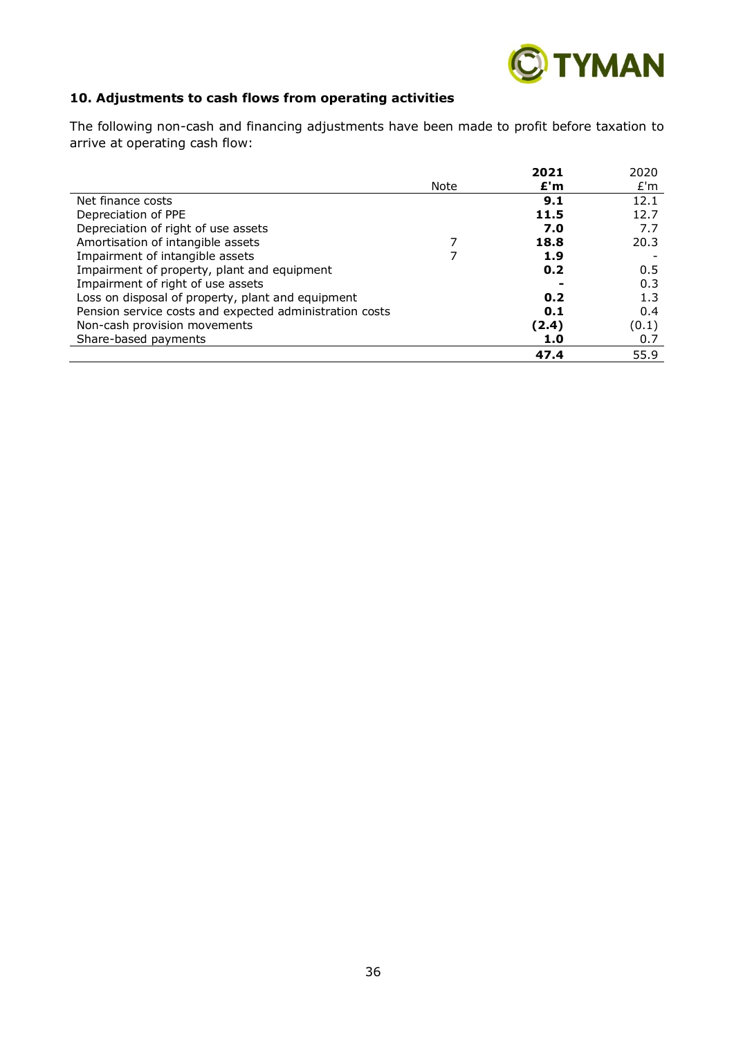## 10. Adjustments to cash flows from operating activities

The following non-cash and financing adjustments have been made to profit before taxation to arrive at operating cash flow:

| | Note | **2021 £'m** | 2020 £'m |
|---|---|---|---|
| Net finance costs | | **9.1** | 12.1 |
| Depreciation of PPE | | **11.5** | 12.7 |
| Depreciation of right of use assets | | **7.0** | 7.7 |
| Amortisation of intangible assets | 7 | **18.8** | 20.3 |
| Impairment of intangible assets | 7 | **1.9** | - |
| Impairment of property, plant and equipment | | **0.2** | 0.5 |
| Impairment of right of use assets | | **-** | 0.3 |
| Loss on disposal of property, plant and equipment | | **0.2** | 1.3 |
| Pension service costs and expected administration costs | | **0.1** | 0.4 |
| Non-cash provision movements | | **(2.4)** | (0.1) |
| Share-based payments | | **1.0** | 0.7 |
| | | **47.4** | 55.9 |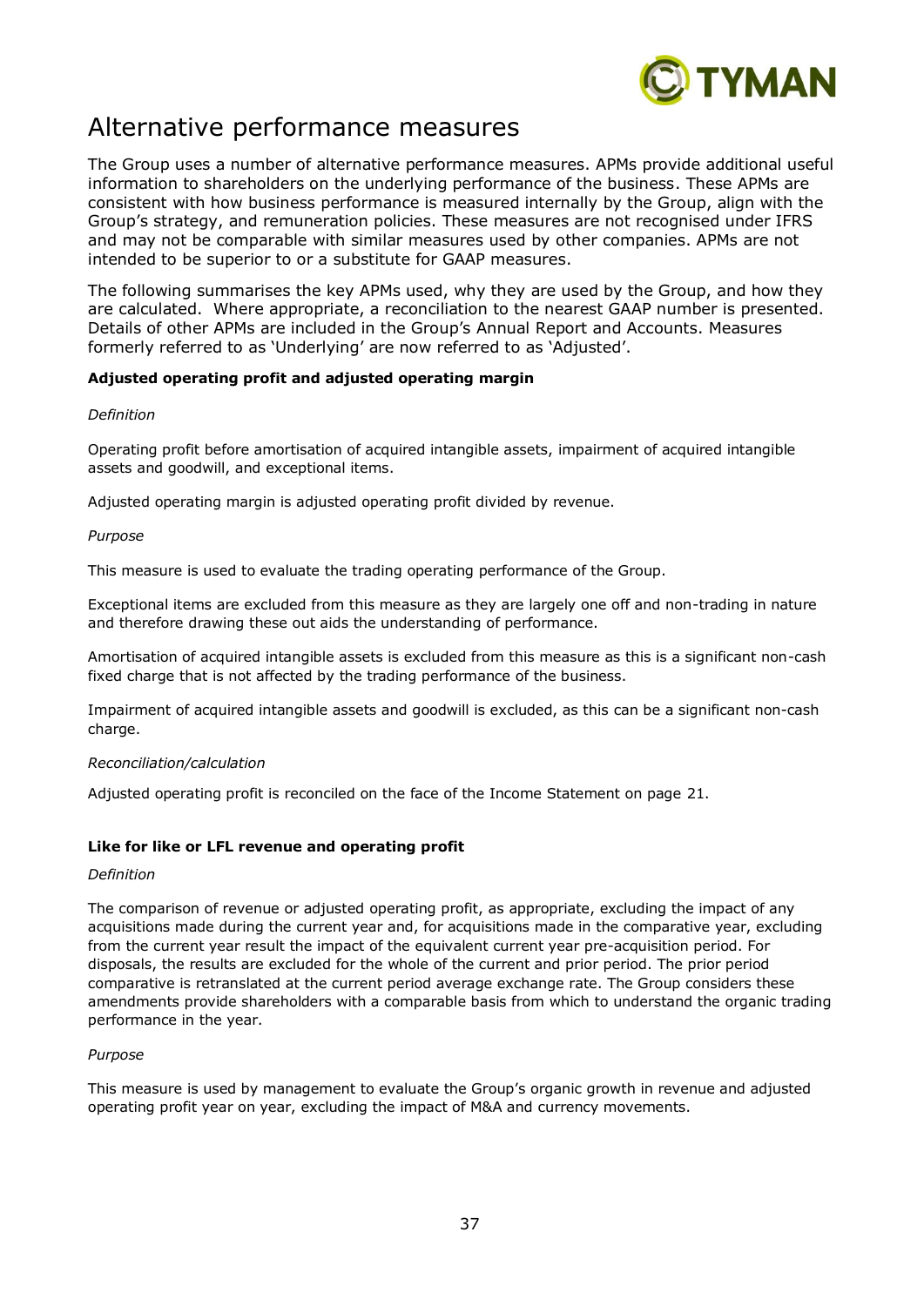# Alternative performance measures

The Group uses a number of alternative performance measures. APMs provide additional useful information to shareholders on the underlying performance of the business. These APMs are consistent with how business performance is measured internally by the Group, align with the Group's strategy, and remuneration policies. These measures are not recognised under IFRS and may not be comparable with similar measures used by other companies. APMs are not intended to be superior to or a substitute for GAAP measures.

The following summarises the key APMs used, why they are used by the Group, and how they are calculated. Where appropriate, a reconciliation to the nearest GAAP number is presented. Details of other APMs are included in the Group's Annual Report and Accounts. Measures formerly referred to as 'Underlying' are now referred to as 'Adjusted'.

**Adjusted operating profit and adjusted operating margin**

*Definition*

Operating profit before amortisation of acquired intangible assets, impairment of acquired intangible assets and goodwill, and exceptional items.

Adjusted operating margin is adjusted operating profit divided by revenue.

*Purpose*

This measure is used to evaluate the trading operating performance of the Group.

Exceptional items are excluded from this measure as they are largely one off and non-trading in nature and therefore drawing these out aids the understanding of performance.

Amortisation of acquired intangible assets is excluded from this measure as this is a significant non-cash fixed charge that is not affected by the trading performance of the business.

Impairment of acquired intangible assets and goodwill is excluded, as this can be a significant non-cash charge.

*Reconciliation/calculation*

Adjusted operating profit is reconciled on the face of the Income Statement on page 21.

**Like for like or LFL revenue and operating profit**

*Definition*

The comparison of revenue or adjusted operating profit, as appropriate, excluding the impact of any acquisitions made during the current year and, for acquisitions made in the comparative year, excluding from the current year result the impact of the equivalent current year pre-acquisition period. For disposals, the results are excluded for the whole of the current and prior period. The prior period comparative is retranslated at the current period average exchange rate. The Group considers these amendments provide shareholders with a comparable basis from which to understand the organic trading performance in the year.

*Purpose*

This measure is used by management to evaluate the Group's organic growth in revenue and adjusted operating profit year on year, excluding the impact of M&A and currency movements.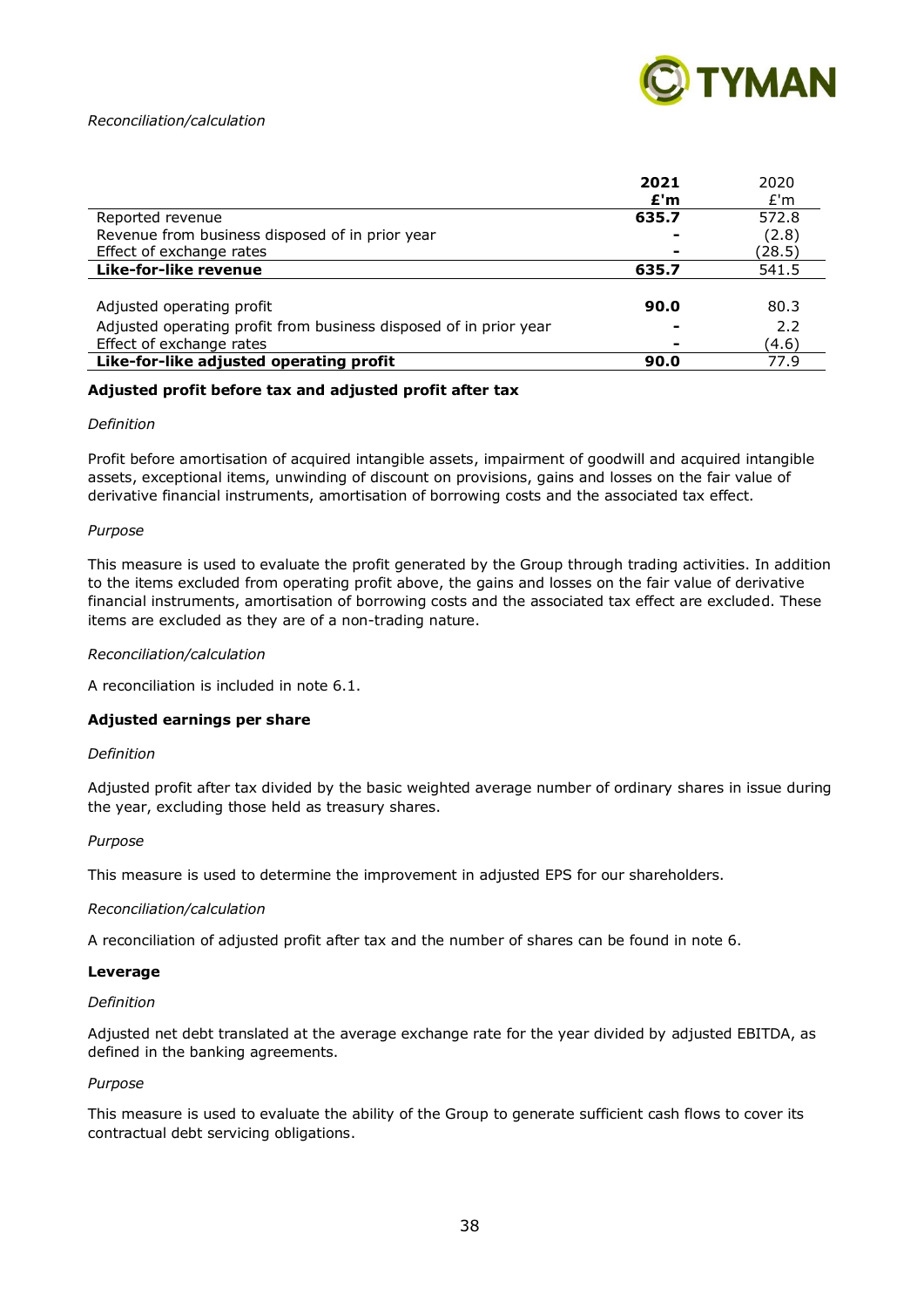*Reconciliation/calculation*

| | **2021 £'m** | 2020 £'m |
|---|---|---|
| Reported revenue | **635.7** | 572.8 |
| Revenue from business disposed of in prior year | **-** | (2.8) |
| Effect of exchange rates | **-** | (28.5) |
| **Like-for-like revenue** | **635.7** | 541.5 |
| | | |
| Adjusted operating profit | **90.0** | 80.3 |
| Adjusted operating profit from business disposed of in prior year | **-** | 2.2 |
| Effect of exchange rates | **-** | (4.6) |
| **Like-for-like adjusted operating profit** | **90.0** | 77.9 |

**Adjusted profit before tax and adjusted profit after tax**

*Definition*

Profit before amortisation of acquired intangible assets, impairment of goodwill and acquired intangible assets, exceptional items, unwinding of discount on provisions, gains and losses on the fair value of derivative financial instruments, amortisation of borrowing costs and the associated tax effect.

*Purpose*

This measure is used to evaluate the profit generated by the Group through trading activities. In addition to the items excluded from operating profit above, the gains and losses on the fair value of derivative financial instruments, amortisation of borrowing costs and the associated tax effect are excluded. These items are excluded as they are of a non-trading nature.

*Reconciliation/calculation*

A reconciliation is included in note 6.1.

**Adjusted earnings per share**

*Definition*

Adjusted profit after tax divided by the basic weighted average number of ordinary shares in issue during the year, excluding those held as treasury shares.

*Purpose*

This measure is used to determine the improvement in adjusted EPS for our shareholders.

*Reconciliation/calculation*

A reconciliation of adjusted profit after tax and the number of shares can be found in note 6.

**Leverage**

*Definition*

Adjusted net debt translated at the average exchange rate for the year divided by adjusted EBITDA, as defined in the banking agreements.

*Purpose*

This measure is used to evaluate the ability of the Group to generate sufficient cash flows to cover its contractual debt servicing obligations.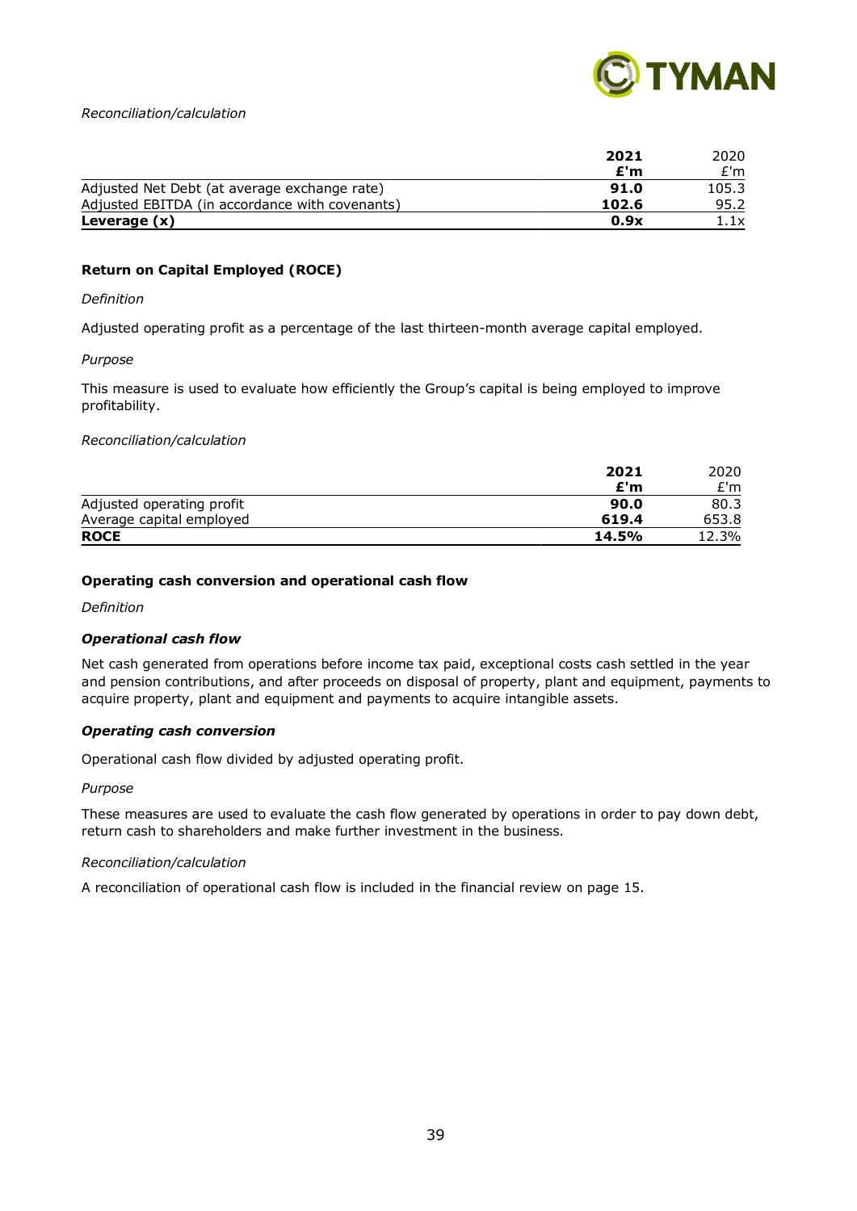*Reconciliation/calculation*

| | **2021** | 2020 |
|---|---|---|
| | **£'m** | £'m |
| Adjusted Net Debt (at average exchange rate) | **91.0** | 105.3 |
| Adjusted EBITDA (in accordance with covenants) | **102.6** | 95.2 |
| **Leverage (x)** | **0.9x** | 1.1x |

**Return on Capital Employed (ROCE)**

*Definition*

Adjusted operating profit as a percentage of the last thirteen-month average capital employed.

*Purpose*

This measure is used to evaluate how efficiently the Group's capital is being employed to improve profitability.

*Reconciliation/calculation*

| | **2021** | 2020 |
|---|---|---|
| | **£'m** | £'m |
| Adjusted operating profit | **90.0** | 80.3 |
| Average capital employed | **619.4** | 653.8 |
| **ROCE** | **14.5%** | 12.3% |

**Operating cash conversion and operational cash flow**

*Definition*

***Operational cash flow***

Net cash generated from operations before income tax paid, exceptional costs cash settled in the year and pension contributions, and after proceeds on disposal of property, plant and equipment, payments to acquire property, plant and equipment and payments to acquire intangible assets.

***Operating cash conversion***

Operational cash flow divided by adjusted operating profit.

*Purpose*

These measures are used to evaluate the cash flow generated by operations in order to pay down debt, return cash to shareholders and make further investment in the business.

*Reconciliation/calculation*

A reconciliation of operational cash flow is included in the financial review on page 15.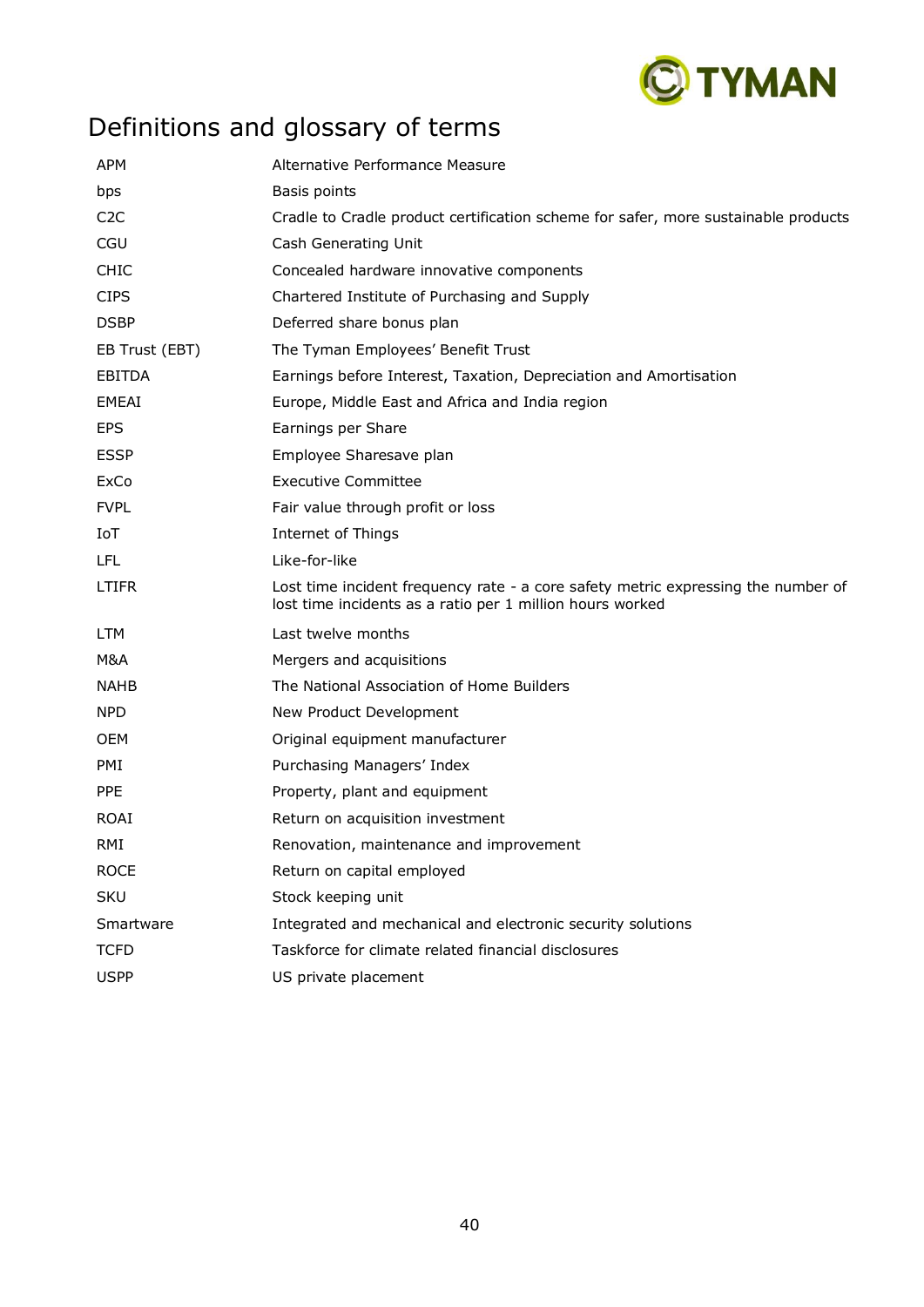# Definitions and glossary of terms

| | |
|---|---|
| APM | Alternative Performance Measure |
| bps | Basis points |
| C2C | Cradle to Cradle product certification scheme for safer, more sustainable products |
| CGU | Cash Generating Unit |
| CHIC | Concealed hardware innovative components |
| CIPS | Chartered Institute of Purchasing and Supply |
| DSBP | Deferred share bonus plan |
| EB Trust (EBT) | The Tyman Employees' Benefit Trust |
| EBITDA | Earnings before Interest, Taxation, Depreciation and Amortisation |
| EMEAI | Europe, Middle East and Africa and India region |
| EPS | Earnings per Share |
| ESSP | Employee Sharesave plan |
| ExCo | Executive Committee |
| FVPL | Fair value through profit or loss |
| IoT | Internet of Things |
| LFL | Like-for-like |
| LTIFR | Lost time incident frequency rate - a core safety metric expressing the number of lost time incidents as a ratio per 1 million hours worked |
| LTM | Last twelve months |
| M&A | Mergers and acquisitions |
| NAHB | The National Association of Home Builders |
| NPD | New Product Development |
| OEM | Original equipment manufacturer |
| PMI | Purchasing Managers' Index |
| PPE | Property, plant and equipment |
| ROAI | Return on acquisition investment |
| RMI | Renovation, maintenance and improvement |
| ROCE | Return on capital employed |
| SKU | Stock keeping unit |
| Smartware | Integrated and mechanical and electronic security solutions |
| TCFD | Taskforce for climate related financial disclosures |
| USPP | US private placement |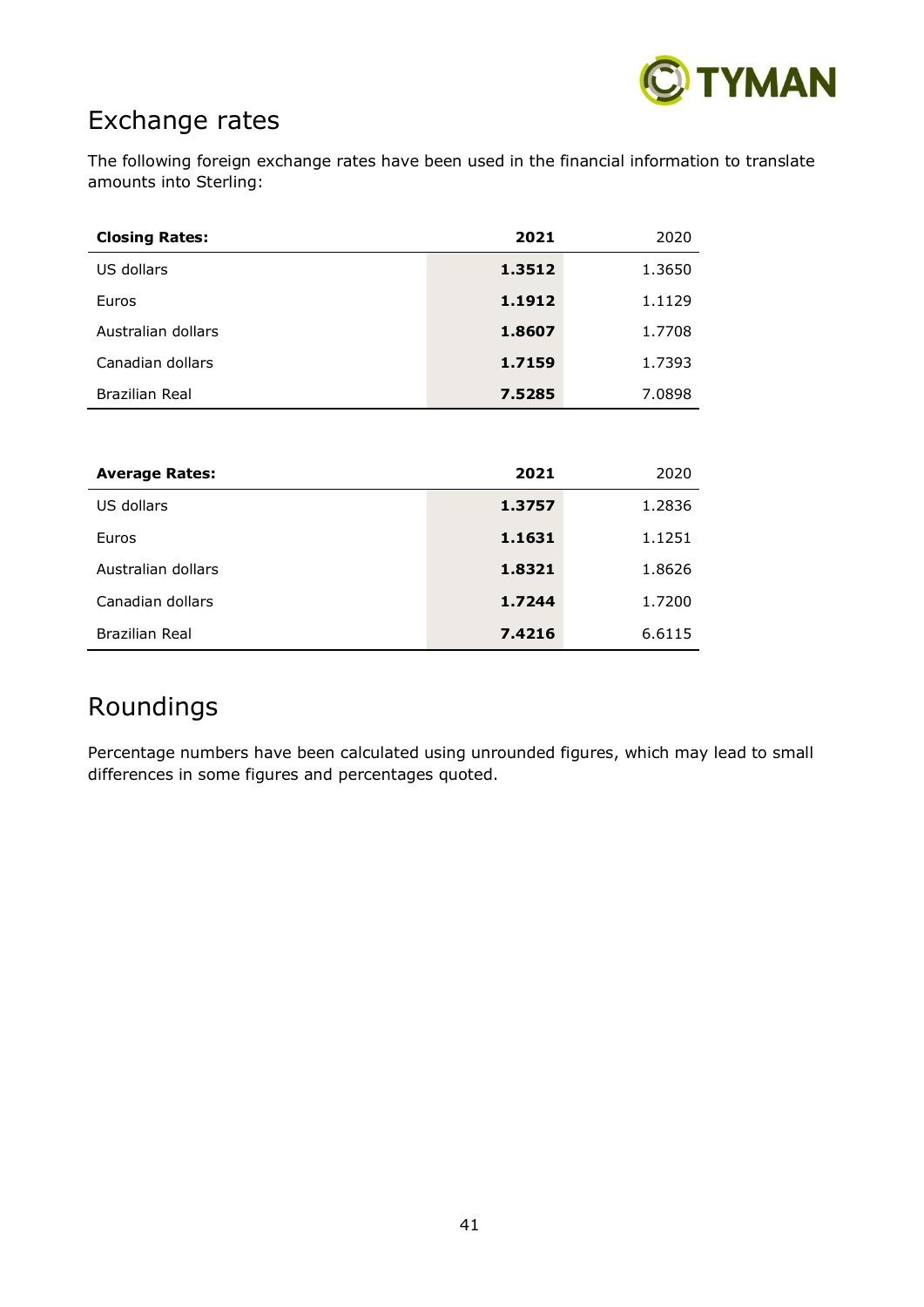## Exchange rates

The following foreign exchange rates have been used in the financial information to translate amounts into Sterling:

| **Closing Rates:** | **2021** | 2020 |
|---|---|---|
| US dollars | **1.3512** | 1.3650 |
| Euros | **1.1912** | 1.1129 |
| Australian dollars | **1.8607** | 1.7708 |
| Canadian dollars | **1.7159** | 1.7393 |
| Brazilian Real | **7.5285** | 7.0898 |

| **Average Rates:** | **2021** | 2020 |
|---|---|---|
| US dollars | **1.3757** | 1.2836 |
| Euros | **1.1631** | 1.1251 |
| Australian dollars | **1.8321** | 1.8626 |
| Canadian dollars | **1.7244** | 1.7200 |
| Brazilian Real | **7.4216** | 6.6115 |

## Roundings

Percentage numbers have been calculated using unrounded figures, which may lead to small differences in some figures and percentages quoted.